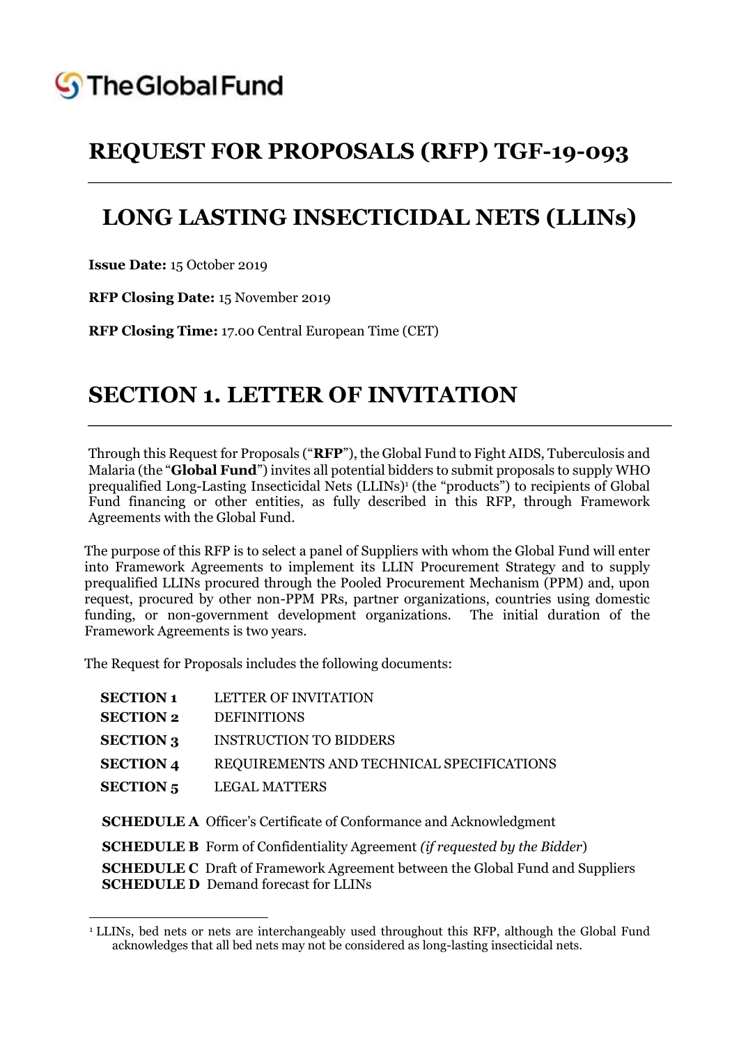The Global Fund

# REQUEST FOR PROPOSALS (RFP) TGF-19-093

# LONG LASTING INSECTICIDAL NETS (LLINs)

**Issue Date:** 15 October 2019

**RFP Closing Date:** 15 November 2019

**RFP Closing Time:** 17.00 Central European Time (CET)

# SECTION 1. LETTER OF INVITATION

Through this Request for Proposals ("**RFP**"), the Global Fund to Fight AIDS, Tuberculosis and Malaria (the "**Global Fund**") invites all potential bidders to submit proposals to supply WHO prequalified Long-Lasting Insecticidal Nets (LLINs)[1] (the "products") to recipients of Global Fund financing or other entities, as fully described in this RFP, through Framework Agreements with the Global Fund.

The purpose of this RFP is to select a panel of Suppliers with whom the Global Fund will enter into Framework Agreements to implement its LLIN Procurement Strategy and to supply prequalified LLINs procured through the Pooled Procurement Mechanism (PPM) and, upon request, procured by other non-PPM PRs, partner organizations, countries using domestic funding, or non-government development organizations. The initial duration of the Framework Agreements is two years.

The Request for Proposals includes the following documents:

| | |
|---|---|
| **SECTION 1** | LETTER OF INVITATION |
| **SECTION 2** | DEFINITIONS |
| **SECTION 3** | INSTRUCTION TO BIDDERS |
| **SECTION 4** | REQUIREMENTS AND TECHNICAL SPECIFICATIONS |
| **SECTION 5** | LEGAL MATTERS |

| | |
|---|---|
| **SCHEDULE A** | Officer's Certificate of Conformance and Acknowledgment |
| **SCHEDULE B** | Form of Confidentiality Agreement *(if requested by the Bidder)* |
| **SCHEDULE C** | Draft of Framework Agreement between the Global Fund and Suppliers |
| **SCHEDULE D** | Demand forecast for LLINs |

[1] LLINs, bed nets or nets are interchangeably used throughout this RFP, although the Global Fund acknowledges that all bed nets may not be considered as long-lasting insecticidal nets.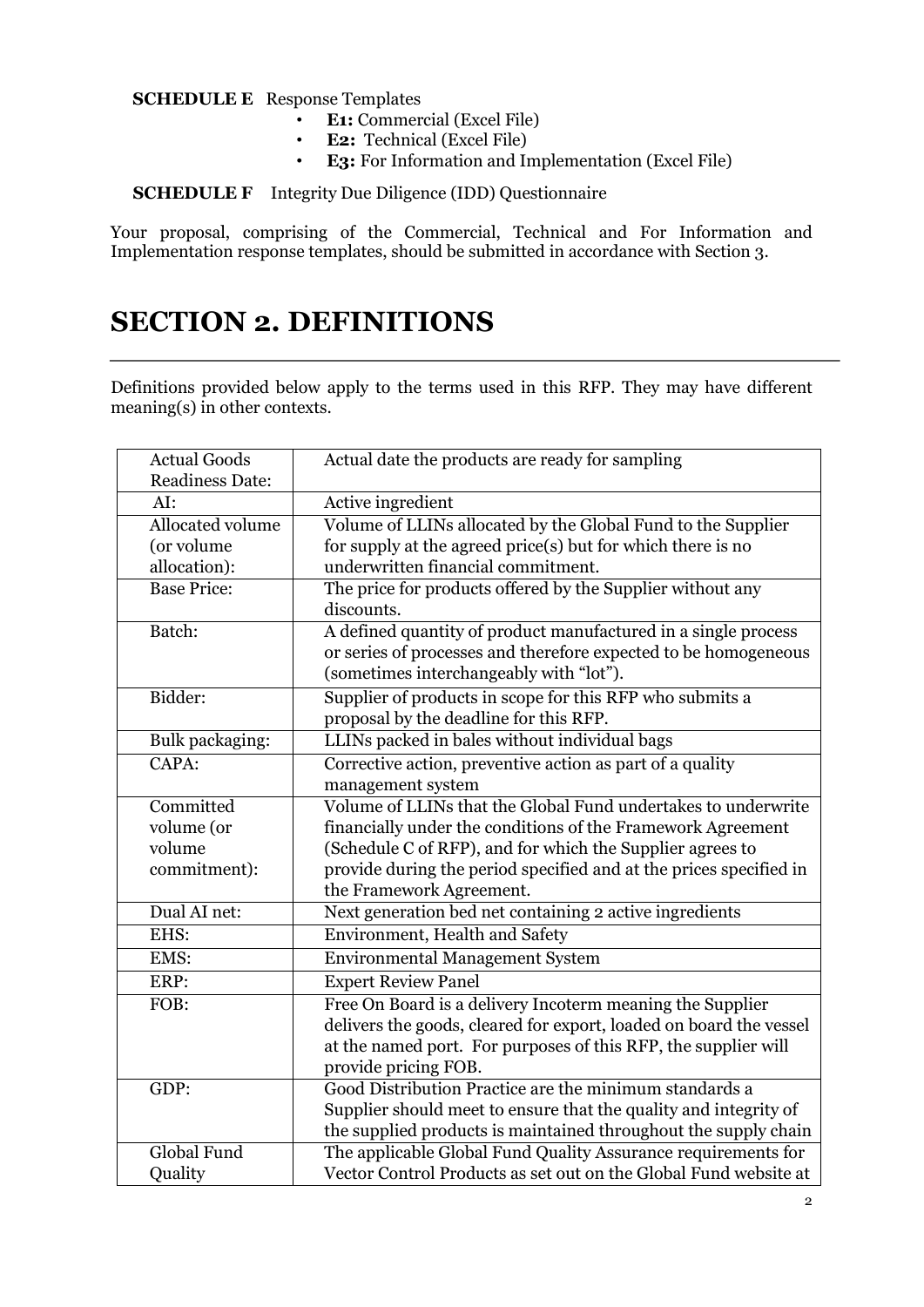**SCHEDULE E** Response Templates

- **E1:** Commercial (Excel File)
- **E2:** Technical (Excel File)
- **E3:** For Information and Implementation (Excel File)

**SCHEDULE F** Integrity Due Diligence (IDD) Questionnaire

Your proposal, comprising of the Commercial, Technical and For Information and Implementation response templates, should be submitted in accordance with Section 3.

# SECTION 2. DEFINITIONS

Definitions provided below apply to the terms used in this RFP. They may have different meaning(s) in other contexts.

| | |
|---|---|
| Actual Goods Readiness Date: | Actual date the products are ready for sampling |
| AI: | Active ingredient |
| Allocated volume (or volume allocation): | Volume of LLINs allocated by the Global Fund to the Supplier for supply at the agreed price(s) but for which there is no underwritten financial commitment. |
| Base Price: | The price for products offered by the Supplier without any discounts. |
| Batch: | A defined quantity of product manufactured in a single process or series of processes and therefore expected to be homogeneous (sometimes interchangeably with "lot"). |
| Bidder: | Supplier of products in scope for this RFP who submits a proposal by the deadline for this RFP. |
| Bulk packaging: | LLINs packed in bales without individual bags |
| CAPA: | Corrective action, preventive action as part of a quality management system |
| Committed volume (or volume commitment): | Volume of LLINs that the Global Fund undertakes to underwrite financially under the conditions of the Framework Agreement (Schedule C of RFP), and for which the Supplier agrees to provide during the period specified and at the prices specified in the Framework Agreement. |
| Dual AI net: | Next generation bed net containing 2 active ingredients |
| EHS: | Environment, Health and Safety |
| EMS: | Environmental Management System |
| ERP: | Expert Review Panel |
| FOB: | Free On Board is a delivery Incoterm meaning the Supplier delivers the goods, cleared for export, loaded on board the vessel at the named port. For purposes of this RFP, the supplier will provide pricing FOB. |
| GDP: | Good Distribution Practice are the minimum standards a Supplier should meet to ensure that the quality and integrity of the supplied products is maintained throughout the supply chain |
| Global Fund Quality | The applicable Global Fund Quality Assurance requirements for Vector Control Products as set out on the Global Fund website at |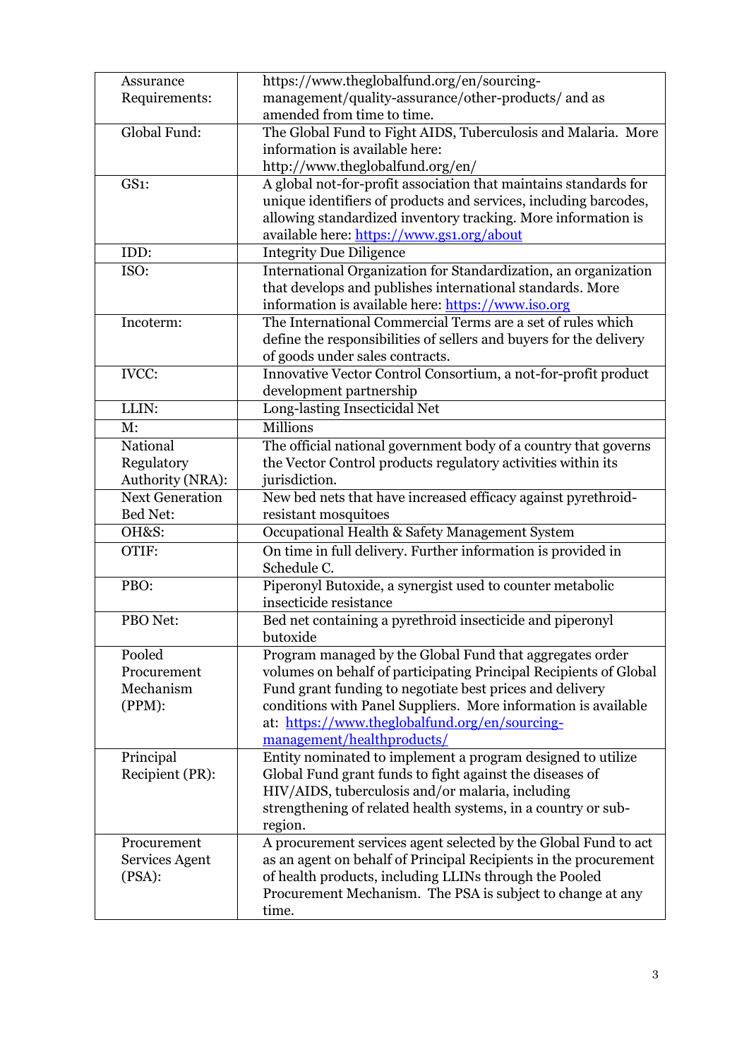| | |
|---|---|
| Assurance Requirements: | https://www.theglobalfund.org/en/sourcing-management/quality-assurance/other-products/ and as amended from time to time. |
| Global Fund: | The Global Fund to Fight AIDS, Tuberculosis and Malaria. More information is available here: http://www.theglobalfund.org/en/ |
| GS1: | A global not-for-profit association that maintains standards for unique identifiers of products and services, including barcodes, allowing standardized inventory tracking. More information is available here: https://www.gs1.org/about |
| IDD: | Integrity Due Diligence |
| ISO: | International Organization for Standardization, an organization that develops and publishes international standards. More information is available here: https://www.iso.org |
| Incoterm: | The International Commercial Terms are a set of rules which define the responsibilities of sellers and buyers for the delivery of goods under sales contracts. |
| IVCC: | Innovative Vector Control Consortium, a not-for-profit product development partnership |
| LLIN: | Long-lasting Insecticidal Net |
| M: | Millions |
| National Regulatory Authority (NRA): | The official national government body of a country that governs the Vector Control products regulatory activities within its jurisdiction. |
| Next Generation Bed Net: | New bed nets that have increased efficacy against pyrethroid-resistant mosquitoes |
| OH&S: | Occupational Health & Safety Management System |
| OTIF: | On time in full delivery. Further information is provided in Schedule C. |
| PBO: | Piperonyl Butoxide, a synergist used to counter metabolic insecticide resistance |
| PBO Net: | Bed net containing a pyrethroid insecticide and piperonyl butoxide |
| Pooled Procurement Mechanism (PPM): | Program managed by the Global Fund that aggregates order volumes on behalf of participating Principal Recipients of Global Fund grant funding to negotiate best prices and delivery conditions with Panel Suppliers. More information is available at: https://www.theglobalfund.org/en/sourcing-management/healthproducts/ |
| Principal Recipient (PR): | Entity nominated to implement a program designed to utilize Global Fund grant funds to fight against the diseases of HIV/AIDS, tuberculosis and/or malaria, including strengthening of related health systems, in a country or sub-region. |
| Procurement Services Agent (PSA): | A procurement services agent selected by the Global Fund to act as an agent on behalf of Principal Recipients in the procurement of health products, including LLINs through the Pooled Procurement Mechanism. The PSA is subject to change at any time. |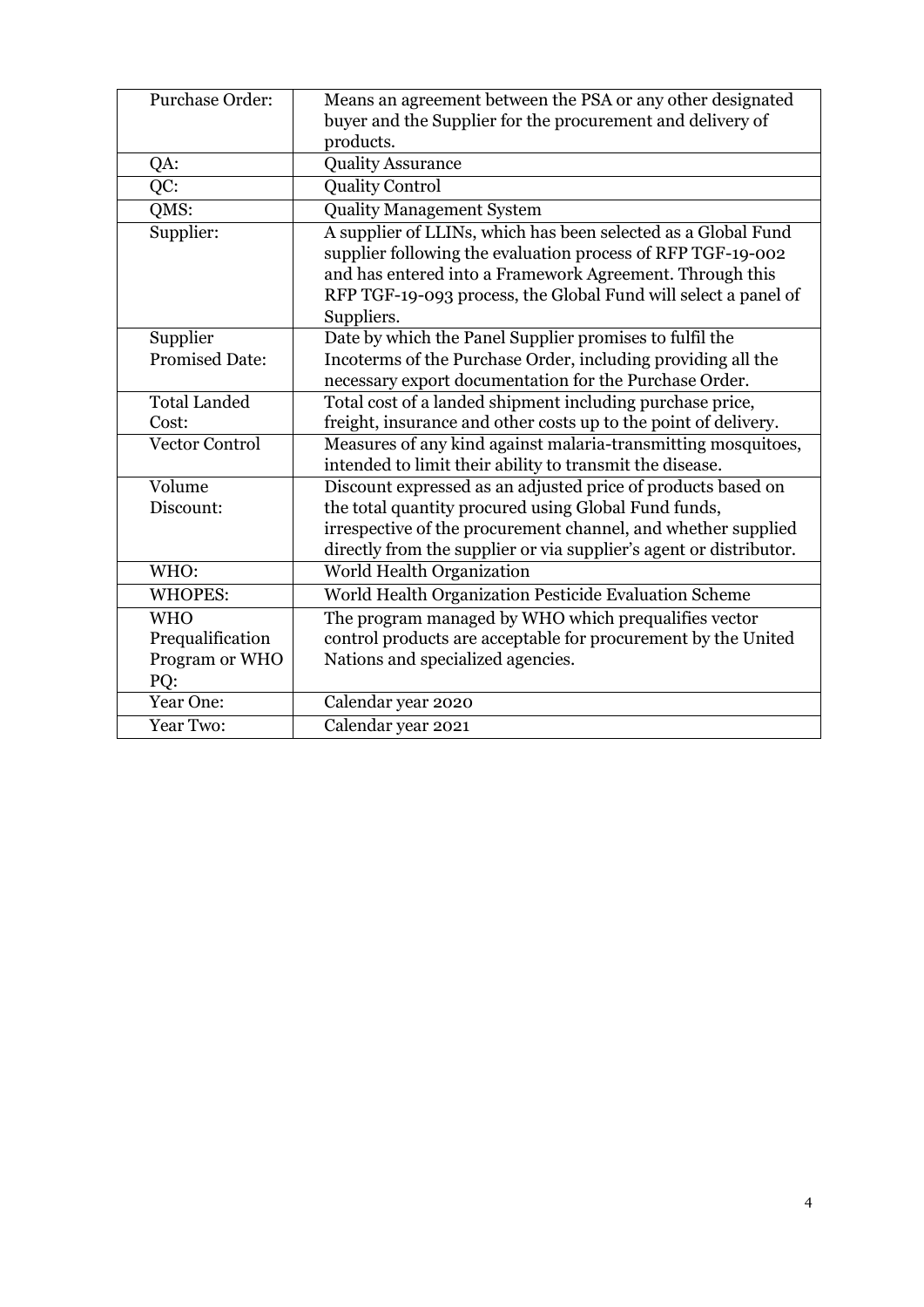| | |
|---|---|
| Purchase Order: | Means an agreement between the PSA or any other designated buyer and the Supplier for the procurement and delivery of products. |
| QA: | Quality Assurance |
| QC: | Quality Control |
| QMS: | Quality Management System |
| Supplier: | A supplier of LLINs, which has been selected as a Global Fund supplier following the evaluation process of RFP TGF-19-002 and has entered into a Framework Agreement. Through this RFP TGF-19-093 process, the Global Fund will select a panel of Suppliers. |
| Supplier Promised Date: | Date by which the Panel Supplier promises to fulfil the Incoterms of the Purchase Order, including providing all the necessary export documentation for the Purchase Order. |
| Total Landed Cost: | Total cost of a landed shipment including purchase price, freight, insurance and other costs up to the point of delivery. |
| Vector Control | Measures of any kind against malaria-transmitting mosquitoes, intended to limit their ability to transmit the disease. |
| Volume Discount: | Discount expressed as an adjusted price of products based on the total quantity procured using Global Fund funds, irrespective of the procurement channel, and whether supplied directly from the supplier or via supplier's agent or distributor. |
| WHO: | World Health Organization |
| WHOPES: | World Health Organization Pesticide Evaluation Scheme |
| WHO Prequalification Program or WHO PQ: | The program managed by WHO which prequalifies vector control products are acceptable for procurement by the United Nations and specialized agencies. |
| Year One: | Calendar year 2020 |
| Year Two: | Calendar year 2021 |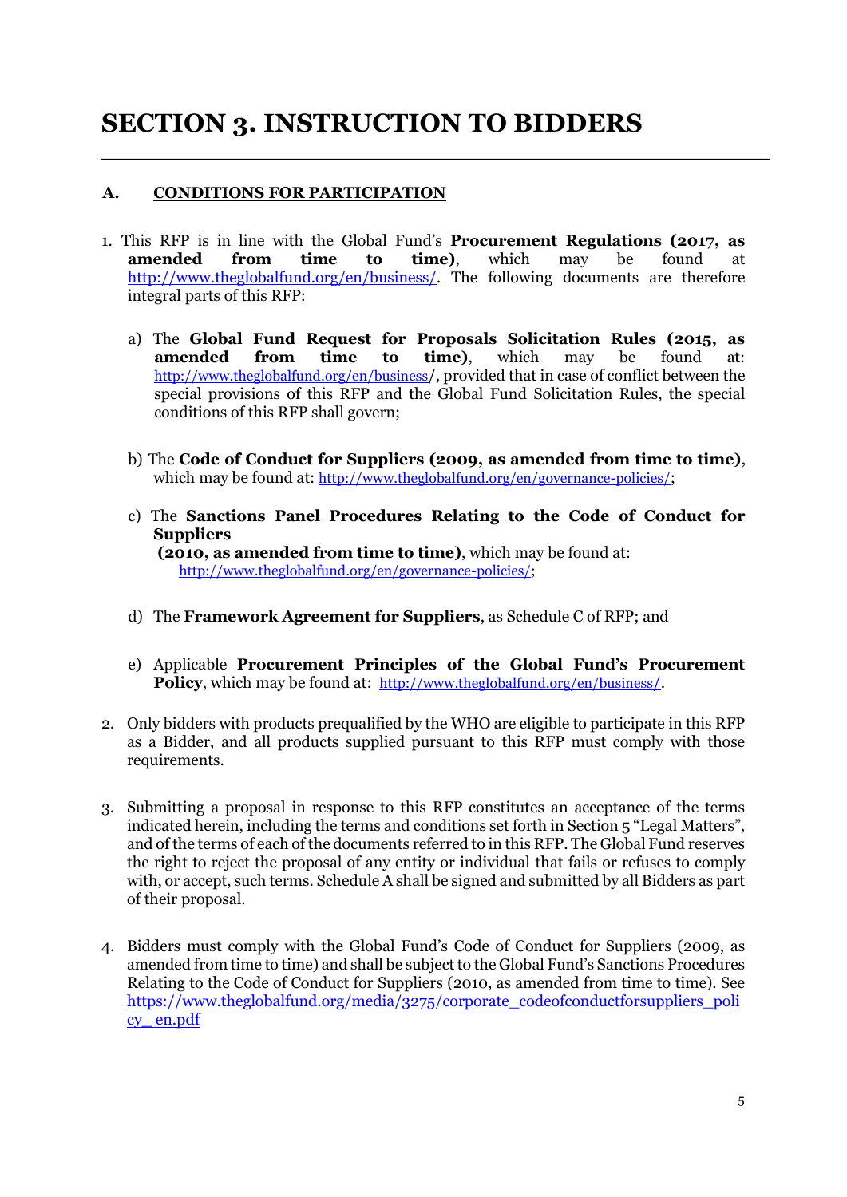# SECTION 3. INSTRUCTION TO BIDDERS

## A. CONDITIONS FOR PARTICIPATION

1. This RFP is in line with the Global Fund's **Procurement Regulations (2017, as amended from time to time)**, which may be found at http://www.theglobalfund.org/en/business/. The following documents are therefore integral parts of this RFP:

   a) The **Global Fund Request for Proposals Solicitation Rules (2015, as amended from time to time)**, which may be found at: http://www.theglobalfund.org/en/business/, provided that in case of conflict between the special provisions of this RFP and the Global Fund Solicitation Rules, the special conditions of this RFP shall govern;

   b) The **Code of Conduct for Suppliers (2009, as amended from time to time)**, which may be found at: http://www.theglobalfund.org/en/governance-policies/;

   c) The **Sanctions Panel Procedures Relating to the Code of Conduct for Suppliers (2010, as amended from time to time)**, which may be found at: http://www.theglobalfund.org/en/governance-policies/;

   d) The **Framework Agreement for Suppliers**, as Schedule C of RFP; and

   e) Applicable **Procurement Principles of the Global Fund's Procurement Policy**, which may be found at: http://www.theglobalfund.org/en/business/.

2. Only bidders with products prequalified by the WHO are eligible to participate in this RFP as a Bidder, and all products supplied pursuant to this RFP must comply with those requirements.

3. Submitting a proposal in response to this RFP constitutes an acceptance of the terms indicated herein, including the terms and conditions set forth in Section 5 "Legal Matters", and of the terms of each of the documents referred to in this RFP. The Global Fund reserves the right to reject the proposal of any entity or individual that fails or refuses to comply with, or accept, such terms. Schedule A shall be signed and submitted by all Bidders as part of their proposal.

4. Bidders must comply with the Global Fund's Code of Conduct for Suppliers (2009, as amended from time to time) and shall be subject to the Global Fund's Sanctions Procedures Relating to the Code of Conduct for Suppliers (2010, as amended from time to time). See https://www.theglobalfund.org/media/3275/corporate_codeofconductforsuppliers_policy_en.pdf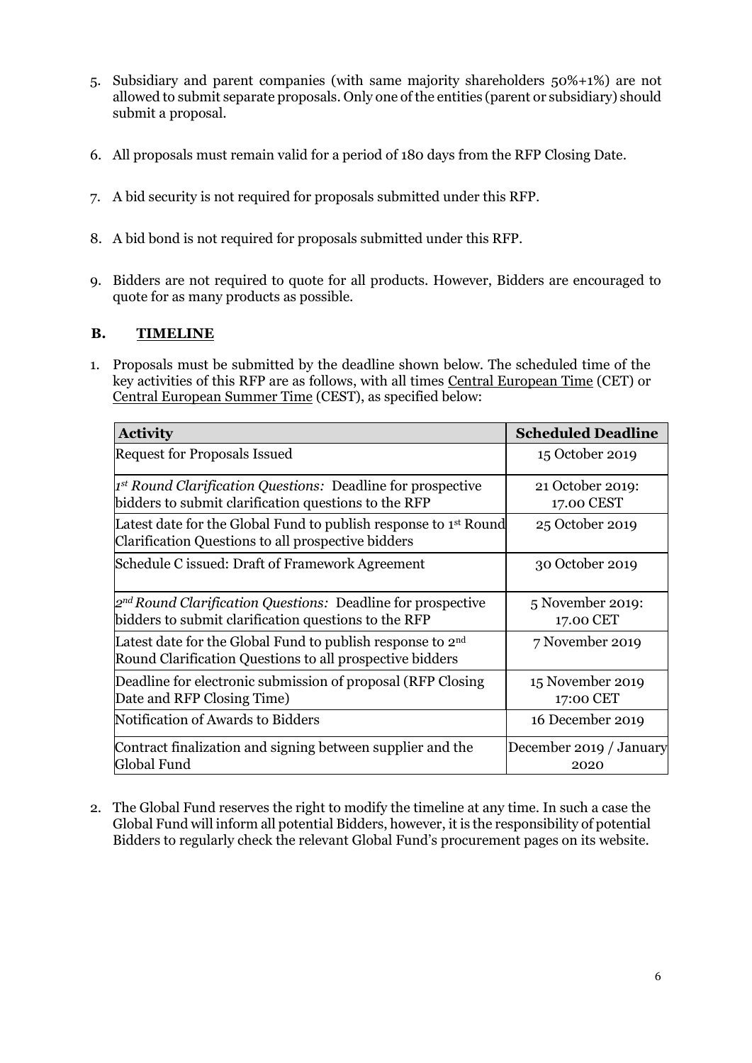5. Subsidiary and parent companies (with same majority shareholders 50%+1%) are not allowed to submit separate proposals. Only one of the entities (parent or subsidiary) should submit a proposal.

6. All proposals must remain valid for a period of 180 days from the RFP Closing Date.

7. A bid security is not required for proposals submitted under this RFP.

8. A bid bond is not required for proposals submitted under this RFP.

9. Bidders are not required to quote for all products. However, Bidders are encouraged to quote for as many products as possible.

## B. TIMELINE

1. Proposals must be submitted by the deadline shown below. The scheduled time of the key activities of this RFP are as follows, with all times Central European Time (CET) or Central European Summer Time (CEST), as specified below:

| Activity | Scheduled Deadline |
| --- | --- |
| Request for Proposals Issued | 15 October 2019 |
| *1st Round Clarification Questions:* Deadline for prospective bidders to submit clarification questions to the RFP | 21 October 2019: 17.00 CEST |
| Latest date for the Global Fund to publish response to 1st Round Clarification Questions to all prospective bidders | 25 October 2019 |
| Schedule C issued: Draft of Framework Agreement | 30 October 2019 |
| *2nd Round Clarification Questions:* Deadline for prospective bidders to submit clarification questions to the RFP | 5 November 2019: 17.00 CET |
| Latest date for the Global Fund to publish response to 2nd Round Clarification Questions to all prospective bidders | 7 November 2019 |
| Deadline for electronic submission of proposal (RFP Closing Date and RFP Closing Time) | 15 November 2019 17:00 CET |
| Notification of Awards to Bidders | 16 December 2019 |
| Contract finalization and signing between supplier and the Global Fund | December 2019 / January 2020 |

2. The Global Fund reserves the right to modify the timeline at any time. In such a case the Global Fund will inform all potential Bidders, however, it is the responsibility of potential Bidders to regularly check the relevant Global Fund's procurement pages on its website.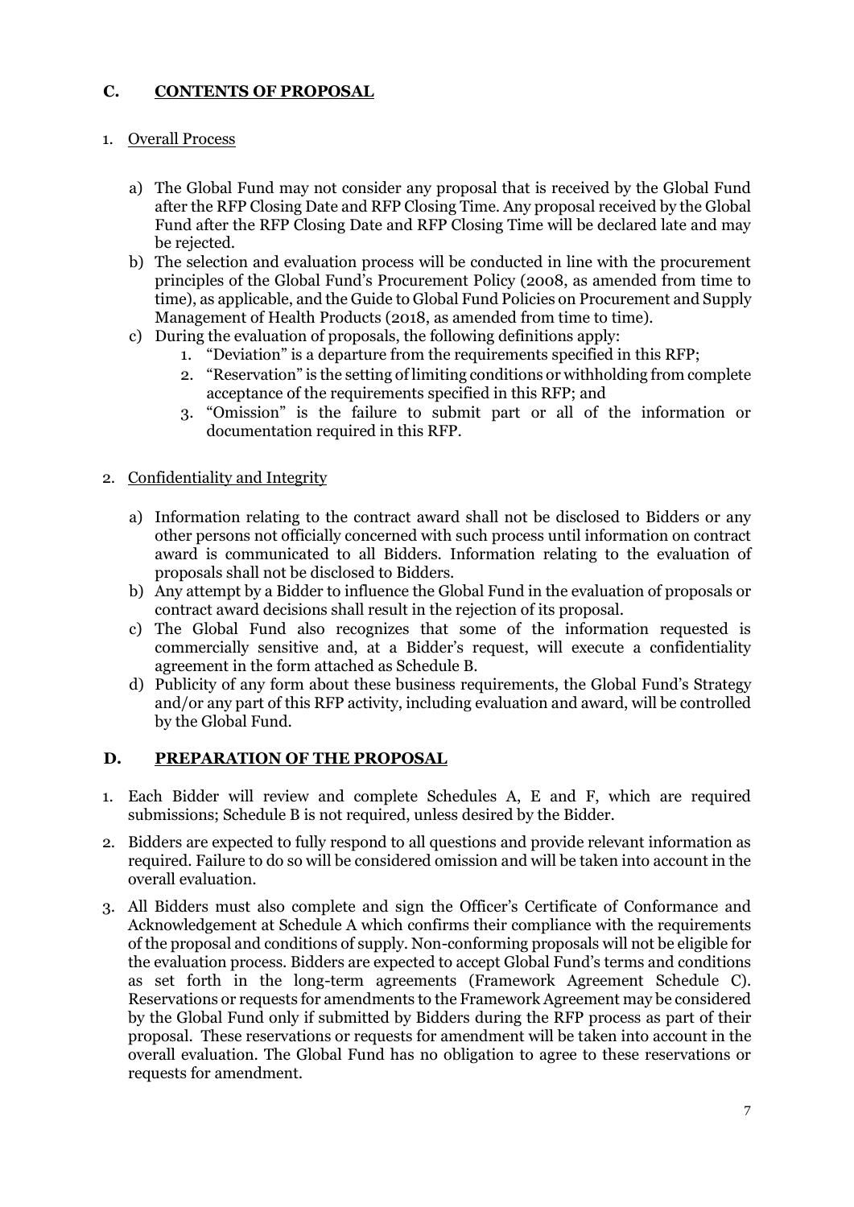## C. CONTENTS OF PROPOSAL

1. Overall Process

   a) The Global Fund may not consider any proposal that is received by the Global Fund after the RFP Closing Date and RFP Closing Time. Any proposal received by the Global Fund after the RFP Closing Date and RFP Closing Time will be declared late and may be rejected.
   b) The selection and evaluation process will be conducted in line with the procurement principles of the Global Fund's Procurement Policy (2008, as amended from time to time), as applicable, and the Guide to Global Fund Policies on Procurement and Supply Management of Health Products (2018, as amended from time to time).
   c) During the evaluation of proposals, the following definitions apply:
      1. "Deviation" is a departure from the requirements specified in this RFP;
      2. "Reservation" is the setting of limiting conditions or withholding from complete acceptance of the requirements specified in this RFP; and
      3. "Omission" is the failure to submit part or all of the information or documentation required in this RFP.

2. Confidentiality and Integrity

   a) Information relating to the contract award shall not be disclosed to Bidders or any other persons not officially concerned with such process until information on contract award is communicated to all Bidders. Information relating to the evaluation of proposals shall not be disclosed to Bidders.
   b) Any attempt by a Bidder to influence the Global Fund in the evaluation of proposals or contract award decisions shall result in the rejection of its proposal.
   c) The Global Fund also recognizes that some of the information requested is commercially sensitive and, at a Bidder's request, will execute a confidentiality agreement in the form attached as Schedule B.
   d) Publicity of any form about these business requirements, the Global Fund's Strategy and/or any part of this RFP activity, including evaluation and award, will be controlled by the Global Fund.

## D. PREPARATION OF THE PROPOSAL

1. Each Bidder will review and complete Schedules A, E and F, which are required submissions; Schedule B is not required, unless desired by the Bidder.
2. Bidders are expected to fully respond to all questions and provide relevant information as required. Failure to do so will be considered omission and will be taken into account in the overall evaluation.
3. All Bidders must also complete and sign the Officer's Certificate of Conformance and Acknowledgement at Schedule A which confirms their compliance with the requirements of the proposal and conditions of supply. Non-conforming proposals will not be eligible for the evaluation process. Bidders are expected to accept Global Fund's terms and conditions as set forth in the long-term agreements (Framework Agreement Schedule C). Reservations or requests for amendments to the Framework Agreement may be considered by the Global Fund only if submitted by Bidders during the RFP process as part of their proposal. These reservations or requests for amendment will be taken into account in the overall evaluation. The Global Fund has no obligation to agree to these reservations or requests for amendment.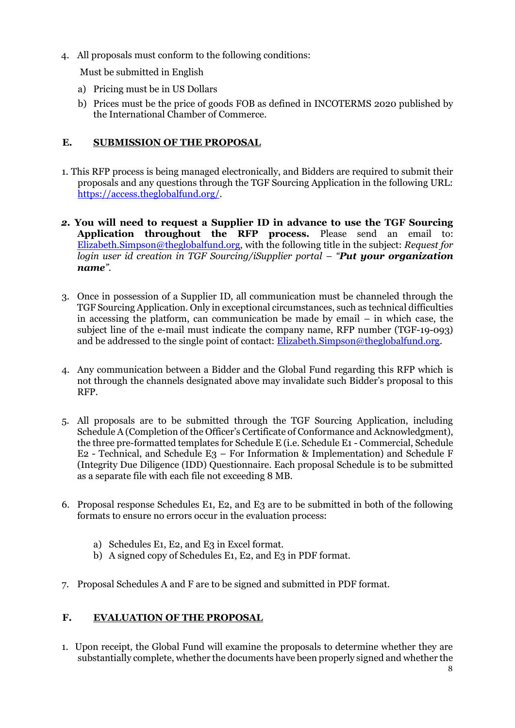4. All proposals must conform to the following conditions:

   Must be submitted in English

   a) Pricing must be in US Dollars
   b) Prices must be the price of goods FOB as defined in INCOTERMS 2020 published by the International Chamber of Commerce.

## E. SUBMISSION OF THE PROPOSAL

1. This RFP process is being managed electronically, and Bidders are required to submit their proposals and any questions through the TGF Sourcing Application in the following URL: https://access.theglobalfund.org/.

2. **You will need to request a Supplier ID in advance to use the TGF Sourcing Application throughout the RFP process.** Please send an email to: Elizabeth.Simpson@theglobalfund.org, with the following title in the subject: *Request for login user id creation in TGF Sourcing/iSupplier portal – "**Put your organization name**".*

3. Once in possession of a Supplier ID, all communication must be channeled through the TGF Sourcing Application. Only in exceptional circumstances, such as technical difficulties in accessing the platform, can communication be made by email – in which case, the subject line of the e-mail must indicate the company name, RFP number (TGF-19-093) and be addressed to the single point of contact: Elizabeth.Simpson@theglobalfund.org.

4. Any communication between a Bidder and the Global Fund regarding this RFP which is not through the channels designated above may invalidate such Bidder's proposal to this RFP.

5. All proposals are to be submitted through the TGF Sourcing Application, including Schedule A (Completion of the Officer's Certificate of Conformance and Acknowledgment), the three pre-formatted templates for Schedule E (i.e. Schedule E1 - Commercial, Schedule E2 - Technical, and Schedule E3 – For Information & Implementation) and Schedule F (Integrity Due Diligence (IDD) Questionnaire. Each proposal Schedule is to be submitted as a separate file with each file not exceeding 8 MB.

6. Proposal response Schedules E1, E2, and E3 are to be submitted in both of the following formats to ensure no errors occur in the evaluation process:

   a) Schedules E1, E2, and E3 in Excel format.
   b) A signed copy of Schedules E1, E2, and E3 in PDF format.

7. Proposal Schedules A and F are to be signed and submitted in PDF format.

## F. EVALUATION OF THE PROPOSAL

1. Upon receipt, the Global Fund will examine the proposals to determine whether they are substantially complete, whether the documents have been properly signed and whether the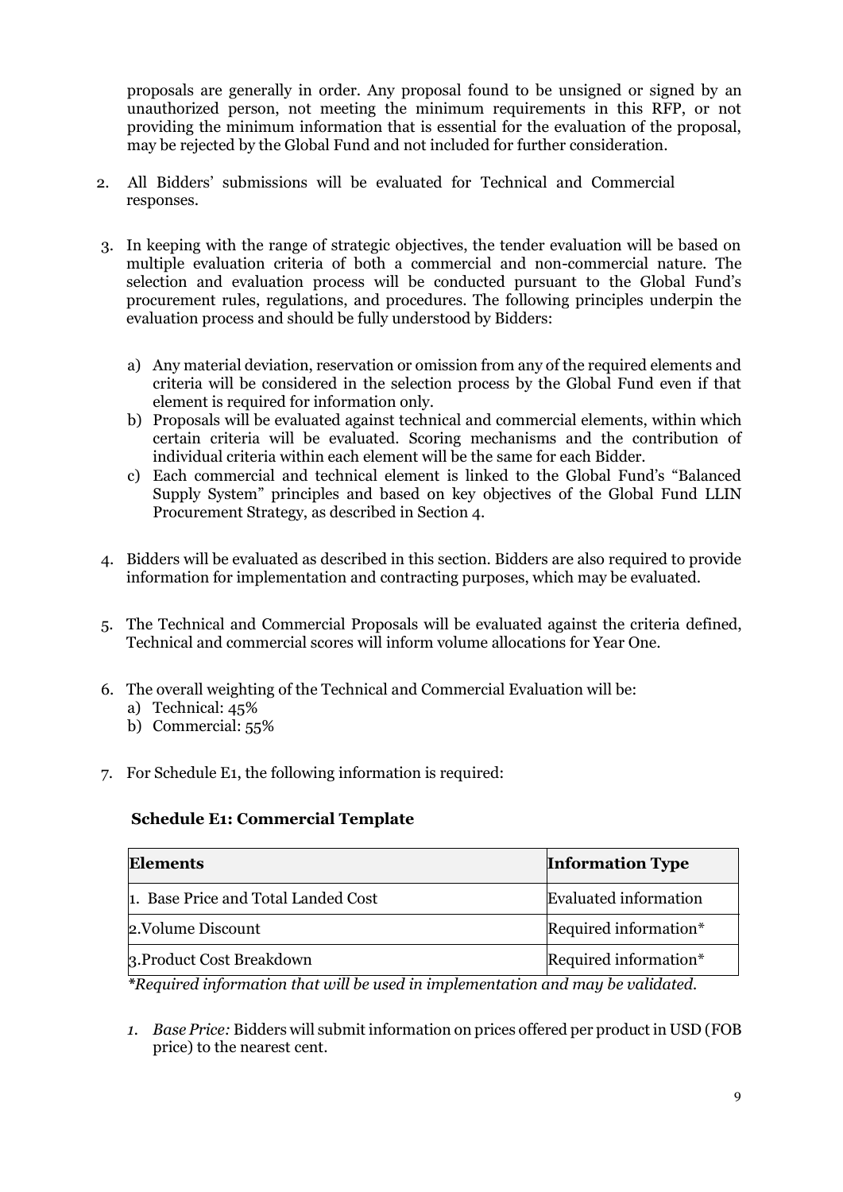proposals are generally in order. Any proposal found to be unsigned or signed by an unauthorized person, not meeting the minimum requirements in this RFP, or not providing the minimum information that is essential for the evaluation of the proposal, may be rejected by the Global Fund and not included for further consideration.

2. All Bidders' submissions will be evaluated for Technical and Commercial responses.

3. In keeping with the range of strategic objectives, the tender evaluation will be based on multiple evaluation criteria of both a commercial and non-commercial nature. The selection and evaluation process will be conducted pursuant to the Global Fund's procurement rules, regulations, and procedures. The following principles underpin the evaluation process and should be fully understood by Bidders:

   a) Any material deviation, reservation or omission from any of the required elements and criteria will be considered in the selection process by the Global Fund even if that element is required for information only.
   b) Proposals will be evaluated against technical and commercial elements, within which certain criteria will be evaluated. Scoring mechanisms and the contribution of individual criteria within each element will be the same for each Bidder.
   c) Each commercial and technical element is linked to the Global Fund's "Balanced Supply System" principles and based on key objectives of the Global Fund LLIN Procurement Strategy, as described in Section 4.

4. Bidders will be evaluated as described in this section. Bidders are also required to provide information for implementation and contracting purposes, which may be evaluated.

5. The Technical and Commercial Proposals will be evaluated against the criteria defined, Technical and commercial scores will inform volume allocations for Year One.

6. The overall weighting of the Technical and Commercial Evaluation will be:
   a) Technical: 45%
   b) Commercial: 55%

7. For Schedule E1, the following information is required:

**Schedule E1: Commercial Template**

| Elements | Information Type |
|---|---|
| 1. Base Price and Total Landed Cost | Evaluated information |
| 2.Volume Discount | Required information* |
| 3.Product Cost Breakdown | Required information* |

*\*Required information that will be used in implementation and may be validated.*

1. *Base Price:* Bidders will submit information on prices offered per product in USD (FOB price) to the nearest cent.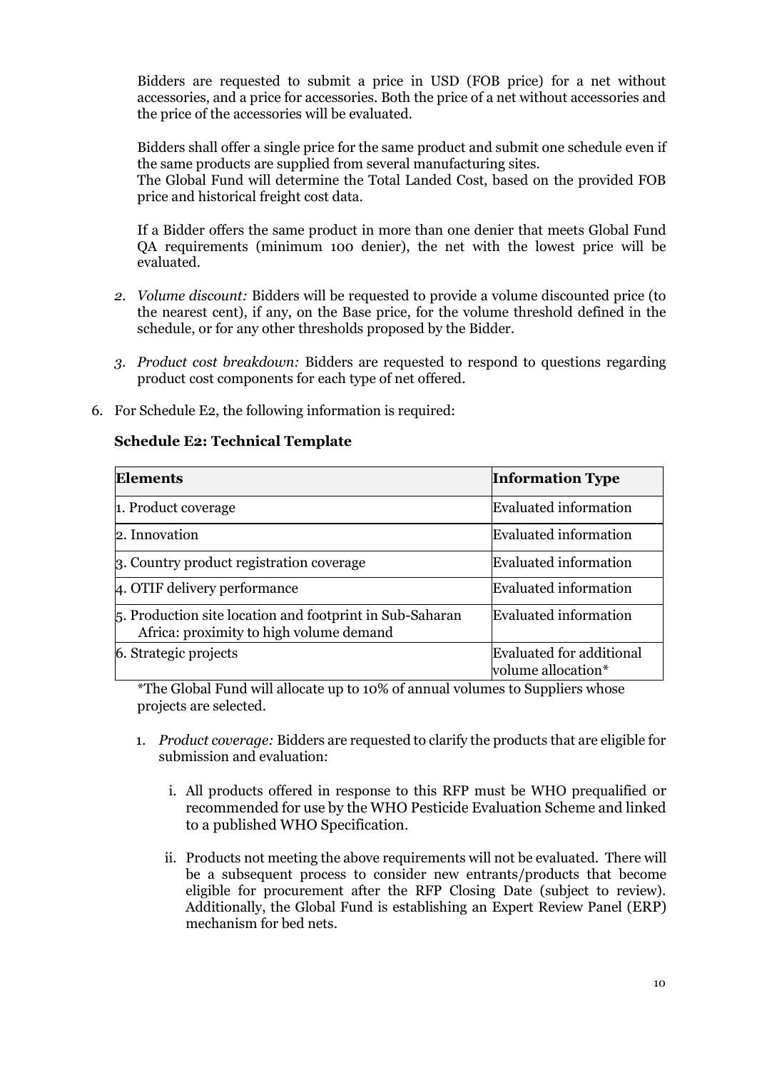Bidders are requested to submit a price in USD (FOB price) for a net without accessories, and a price for accessories. Both the price of a net without accessories and the price of the accessories will be evaluated.

Bidders shall offer a single price for the same product and submit one schedule even if the same products are supplied from several manufacturing sites.
The Global Fund will determine the Total Landed Cost, based on the provided FOB price and historical freight cost data.

If a Bidder offers the same product in more than one denier that meets Global Fund QA requirements (minimum 100 denier), the net with the lowest price will be evaluated.

2. *Volume discount:* Bidders will be requested to provide a volume discounted price (to the nearest cent), if any, on the Base price, for the volume threshold defined in the schedule, or for any other thresholds proposed by the Bidder.

3. *Product cost breakdown:* Bidders are requested to respond to questions regarding product cost components for each type of net offered.

6. For Schedule E2, the following information is required:

**Schedule E2: Technical Template**

| Elements | Information Type |
|---|---|
| 1. Product coverage | Evaluated information |
| 2. Innovation | Evaluated information |
| 3. Country product registration coverage | Evaluated information |
| 4. OTIF delivery performance | Evaluated information |
| 5. Production site location and footprint in Sub-Saharan Africa: proximity to high volume demand | Evaluated information |
| 6. Strategic projects | Evaluated for additional volume allocation* |

*The Global Fund will allocate up to 10% of annual volumes to Suppliers whose projects are selected.

1. *Product coverage:* Bidders are requested to clarify the products that are eligible for submission and evaluation:

   i. All products offered in response to this RFP must be WHO prequalified or recommended for use by the WHO Pesticide Evaluation Scheme and linked to a published WHO Specification.

   ii. Products not meeting the above requirements will not be evaluated. There will be a subsequent process to consider new entrants/products that become eligible for procurement after the RFP Closing Date (subject to review). Additionally, the Global Fund is establishing an Expert Review Panel (ERP) mechanism for bed nets.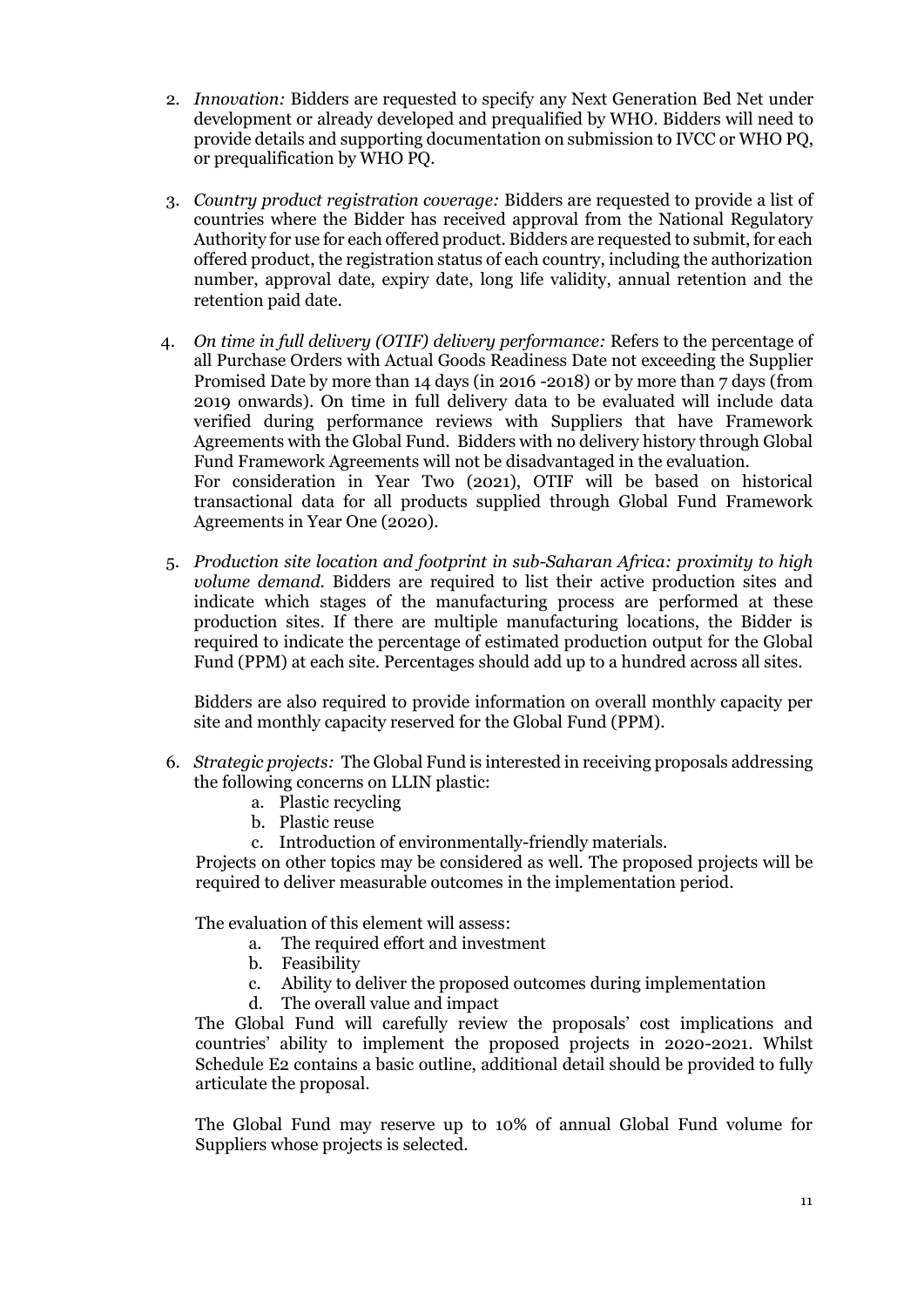2. *Innovation:* Bidders are requested to specify any Next Generation Bed Net under development or already developed and prequalified by WHO. Bidders will need to provide details and supporting documentation on submission to IVCC or WHO PQ, or prequalification by WHO PQ.

3. *Country product registration coverage:* Bidders are requested to provide a list of countries where the Bidder has received approval from the National Regulatory Authority for use for each offered product. Bidders are requested to submit, for each offered product, the registration status of each country, including the authorization number, approval date, expiry date, long life validity, annual retention and the retention paid date.

4. *On time in full delivery (OTIF) delivery performance:* Refers to the percentage of all Purchase Orders with Actual Goods Readiness Date not exceeding the Supplier Promised Date by more than 14 days (in 2016 -2018) or by more than 7 days (from 2019 onwards). On time in full delivery data to be evaluated will include data verified during performance reviews with Suppliers that have Framework Agreements with the Global Fund. Bidders with no delivery history through Global Fund Framework Agreements will not be disadvantaged in the evaluation.
   For consideration in Year Two (2021), OTIF will be based on historical transactional data for all products supplied through Global Fund Framework Agreements in Year One (2020).

5. *Production site location and footprint in sub-Saharan Africa: proximity to high volume demand.* Bidders are required to list their active production sites and indicate which stages of the manufacturing process are performed at these production sites. If there are multiple manufacturing locations, the Bidder is required to indicate the percentage of estimated production output for the Global Fund (PPM) at each site. Percentages should add up to a hundred across all sites.

   Bidders are also required to provide information on overall monthly capacity per site and monthly capacity reserved for the Global Fund (PPM).

6. *Strategic projects:* The Global Fund is interested in receiving proposals addressing the following concerns on LLIN plastic:
   a. Plastic recycling
   b. Plastic reuse
   c. Introduction of environmentally-friendly materials.

   Projects on other topics may be considered as well. The proposed projects will be required to deliver measurable outcomes in the implementation period.

   The evaluation of this element will assess:
   a. The required effort and investment
   b. Feasibility
   c. Ability to deliver the proposed outcomes during implementation
   d. The overall value and impact

   The Global Fund will carefully review the proposals' cost implications and countries' ability to implement the proposed projects in 2020-2021. Whilst Schedule E2 contains a basic outline, additional detail should be provided to fully articulate the proposal.

   The Global Fund may reserve up to 10% of annual Global Fund volume for Suppliers whose projects is selected.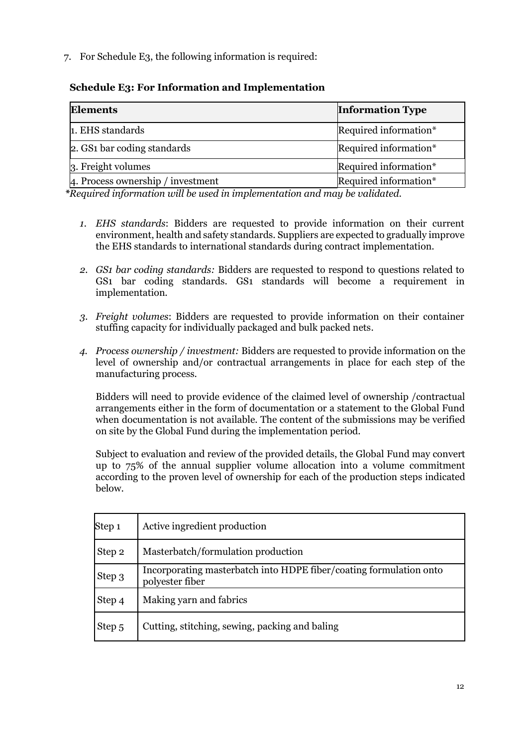7. For Schedule E3, the following information is required:

**Schedule E3: For Information and Implementation**

| **Elements** | **Information Type** |
|---|---|
| 1. EHS standards | Required information* |
| 2. GS1 bar coding standards | Required information* |
| 3. Freight volumes | Required information* |
| 4. Process ownership / investment | Required information* |

**Required information will be used in implementation and may be validated.*

1. *EHS standards*: Bidders are requested to provide information on their current environment, health and safety standards. Suppliers are expected to gradually improve the EHS standards to international standards during contract implementation.

2. *GS1 bar coding standards:* Bidders are requested to respond to questions related to GS1 bar coding standards. GS1 standards will become a requirement in implementation.

3. *Freight volumes*: Bidders are requested to provide information on their container stuffing capacity for individually packaged and bulk packed nets.

4. *Process ownership / investment:* Bidders are requested to provide information on the level of ownership and/or contractual arrangements in place for each step of the manufacturing process.

   Bidders will need to provide evidence of the claimed level of ownership /contractual arrangements either in the form of documentation or a statement to the Global Fund when documentation is not available. The content of the submissions may be verified on site by the Global Fund during the implementation period.

   Subject to evaluation and review of the provided details, the Global Fund may convert up to 75% of the annual supplier volume allocation into a volume commitment according to the proven level of ownership for each of the production steps indicated below.

| Step | Description |
|---|---|
| Step 1 | Active ingredient production |
| Step 2 | Masterbatch/formulation production |
| Step 3 | Incorporating masterbatch into HDPE fiber/coating formulation onto polyester fiber |
| Step 4 | Making yarn and fabrics |
| Step 5 | Cutting, stitching, sewing, packing and baling |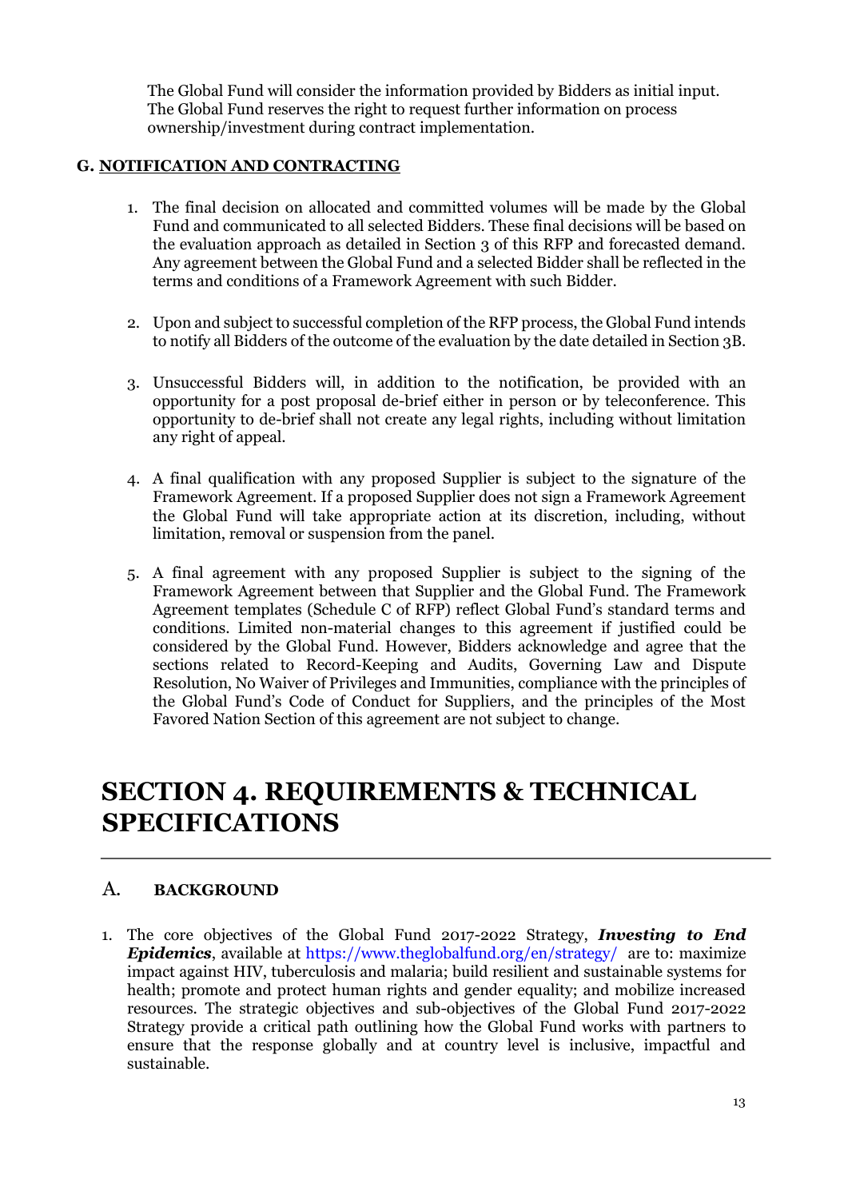The Global Fund will consider the information provided by Bidders as initial input. The Global Fund reserves the right to request further information on process ownership/investment during contract implementation.

### G. NOTIFICATION AND CONTRACTING

1. The final decision on allocated and committed volumes will be made by the Global Fund and communicated to all selected Bidders. These final decisions will be based on the evaluation approach as detailed in Section 3 of this RFP and forecasted demand. Any agreement between the Global Fund and a selected Bidder shall be reflected in the terms and conditions of a Framework Agreement with such Bidder.

2. Upon and subject to successful completion of the RFP process, the Global Fund intends to notify all Bidders of the outcome of the evaluation by the date detailed in Section 3B.

3. Unsuccessful Bidders will, in addition to the notification, be provided with an opportunity for a post proposal de-brief either in person or by teleconference. This opportunity to de-brief shall not create any legal rights, including without limitation any right of appeal.

4. A final qualification with any proposed Supplier is subject to the signature of the Framework Agreement. If a proposed Supplier does not sign a Framework Agreement the Global Fund will take appropriate action at its discretion, including, without limitation, removal or suspension from the panel.

5. A final agreement with any proposed Supplier is subject to the signing of the Framework Agreement between that Supplier and the Global Fund. The Framework Agreement templates (Schedule C of RFP) reflect Global Fund's standard terms and conditions. Limited non-material changes to this agreement if justified could be considered by the Global Fund. However, Bidders acknowledge and agree that the sections related to Record-Keeping and Audits, Governing Law and Dispute Resolution, No Waiver of Privileges and Immunities, compliance with the principles of the Global Fund's Code of Conduct for Suppliers, and the principles of the Most Favored Nation Section of this agreement are not subject to change.

# SECTION 4. REQUIREMENTS & TECHNICAL SPECIFICATIONS

## A. BACKGROUND

1. The core objectives of the Global Fund 2017-2022 Strategy, ***Investing to End Epidemics***, available at https://www.theglobalfund.org/en/strategy/ are to: maximize impact against HIV, tuberculosis and malaria; build resilient and sustainable systems for health; promote and protect human rights and gender equality; and mobilize increased resources. The strategic objectives and sub-objectives of the Global Fund 2017-2022 Strategy provide a critical path outlining how the Global Fund works with partners to ensure that the response globally and at country level is inclusive, impactful and sustainable.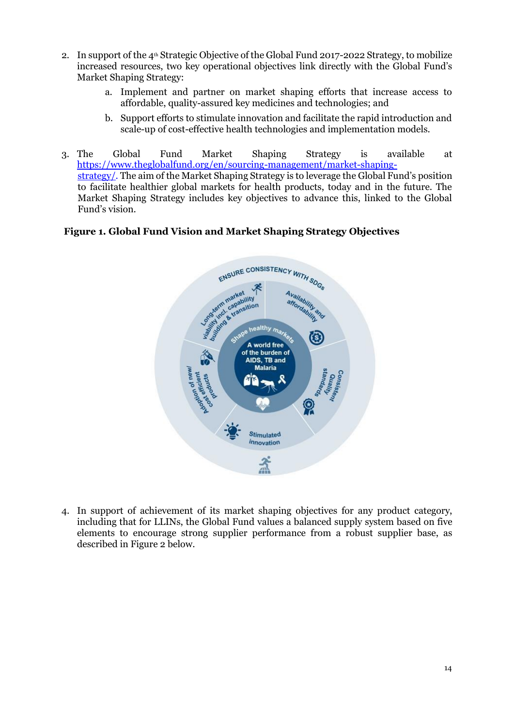2. In support of the 4th Strategic Objective of the Global Fund 2017-2022 Strategy, to mobilize increased resources, two key operational objectives link directly with the Global Fund's Market Shaping Strategy:

    a. Implement and partner on market shaping efforts that increase access to affordable, quality-assured key medicines and technologies; and

    b. Support efforts to stimulate innovation and facilitate the rapid introduction and scale-up of cost-effective health technologies and implementation models.

3. The Global Fund Market Shaping Strategy is available at https://www.theglobalfund.org/en/sourcing-management/market-shaping-strategy/. The aim of the Market Shaping Strategy is to leverage the Global Fund's position to facilitate healthier global markets for health products, today and in the future. The Market Shaping Strategy includes key objectives to advance this, linked to the Global Fund's vision.

**Figure 1. Global Fund Vision and Market Shaping Strategy Objectives**

ENSURE CONSISTENCY WITH SDGs

Long-term market viability incl. capability building & transition

Availability and affordability

Consistent Quality standards

Stimulated innovation

Adoption of new/ cost efficient products

Shape healthy markets

A world free of the burden of AIDS, TB and Malaria

4. In support of achievement of its market shaping objectives for any product category, including that for LLINs, the Global Fund values a balanced supply system based on five elements to encourage strong supplier performance from a robust supplier base, as described in Figure 2 below.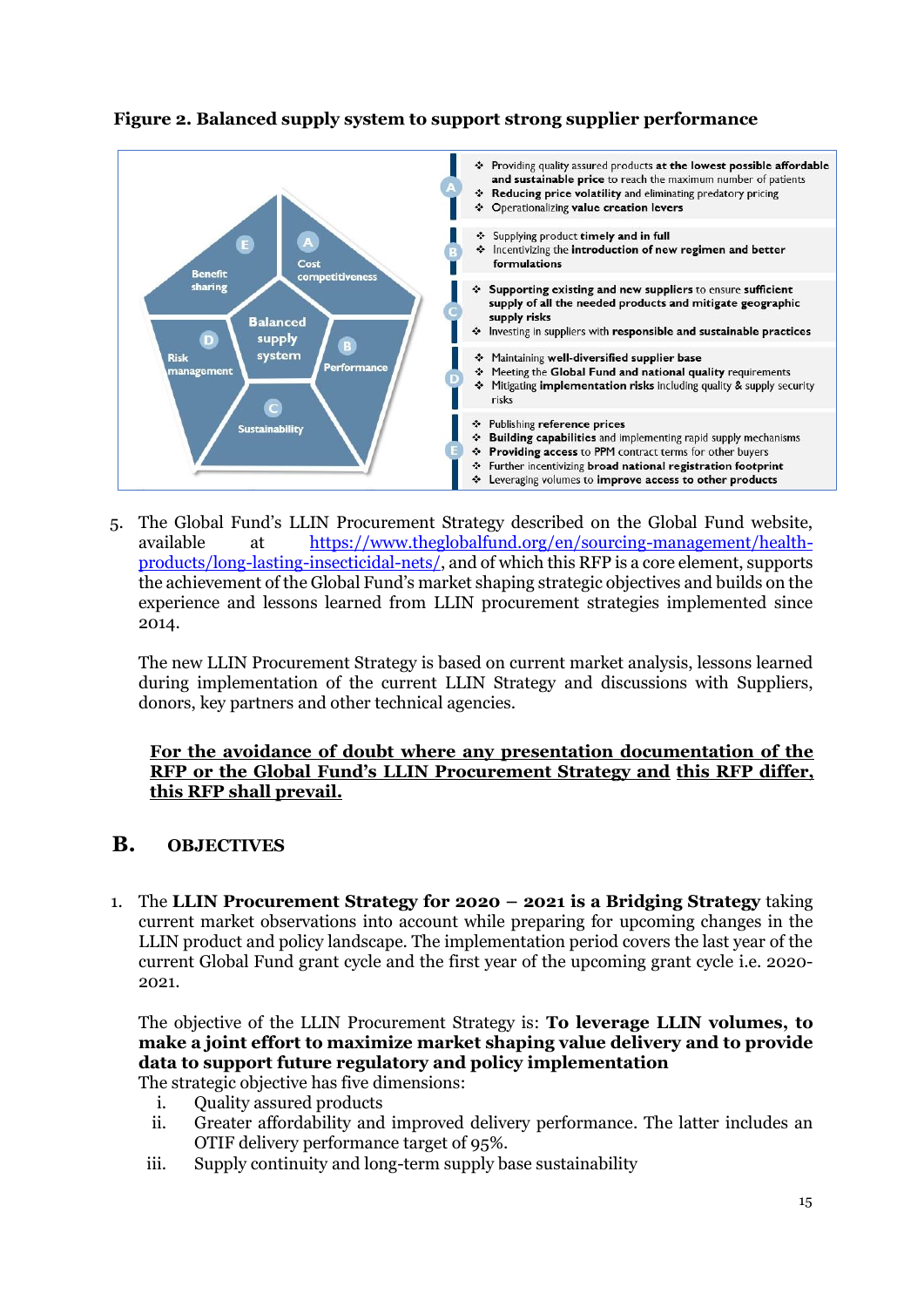**Figure 2. Balanced supply system to support strong supplier performance**

**Balanced supply system**: A – Cost competitiveness; B – Performance; C – Sustainability; D – Risk management; E – Benefit sharing

A
- Providing quality assured products **at the lowest possible affordable and sustainable price** to reach the maximum number of patients
- **Reducing price volatility** and eliminating predatory pricing
- Operationalizing **value creation levers**

B
- Supplying product **timely and in full**
- Incentivizing the **introduction of new regimen and better formulations**

C
- **Supporting existing and new suppliers** to ensure **sufficient supply of all the needed products and mitigate geographic supply risks**
- Investing in suppliers with **responsible and sustainable practices**

D
- Maintaining **well-diversified supplier base**
- Meeting the **Global Fund and national quality** requirements
- Mitigating **implementation risks** including quality & supply security risks

E
- Publishing **reference prices**
- **Building capabilities** and implementing rapid supply mechanisms
- **Providing access** to PPM contract terms for other buyers
- Further incentivizing **broad national registration footprint**
- Leveraging volumes to **improve access to other products**

5. The Global Fund's LLIN Procurement Strategy described on the Global Fund website, available at https://www.theglobalfund.org/en/sourcing-management/health-products/long-lasting-insecticidal-nets/, and of which this RFP is a core element, supports the achievement of the Global Fund's market shaping strategic objectives and builds on the experience and lessons learned from LLIN procurement strategies implemented since 2014.

   The new LLIN Procurement Strategy is based on current market analysis, lessons learned during implementation of the current LLIN Strategy and discussions with Suppliers, donors, key partners and other technical agencies.

   **For the avoidance of doubt where any presentation documentation of the RFP or the Global Fund's LLIN Procurement Strategy and this RFP differ, this RFP shall prevail.**

## B. OBJECTIVES

1. The **LLIN Procurement Strategy for 2020 – 2021 is a Bridging Strategy** taking current market observations into account while preparing for upcoming changes in the LLIN product and policy landscape. The implementation period covers the last year of the current Global Fund grant cycle and the first year of the upcoming grant cycle i.e. 2020-2021.

   The objective of the LLIN Procurement Strategy is: **To leverage LLIN volumes, to make a joint effort to maximize market shaping value delivery and to provide data to support future regulatory and policy implementation**
   
   The strategic objective has five dimensions:
   
   i. Quality assured products
   ii. Greater affordability and improved delivery performance. The latter includes an OTIF delivery performance target of 95%.
   iii. Supply continuity and long-term supply base sustainability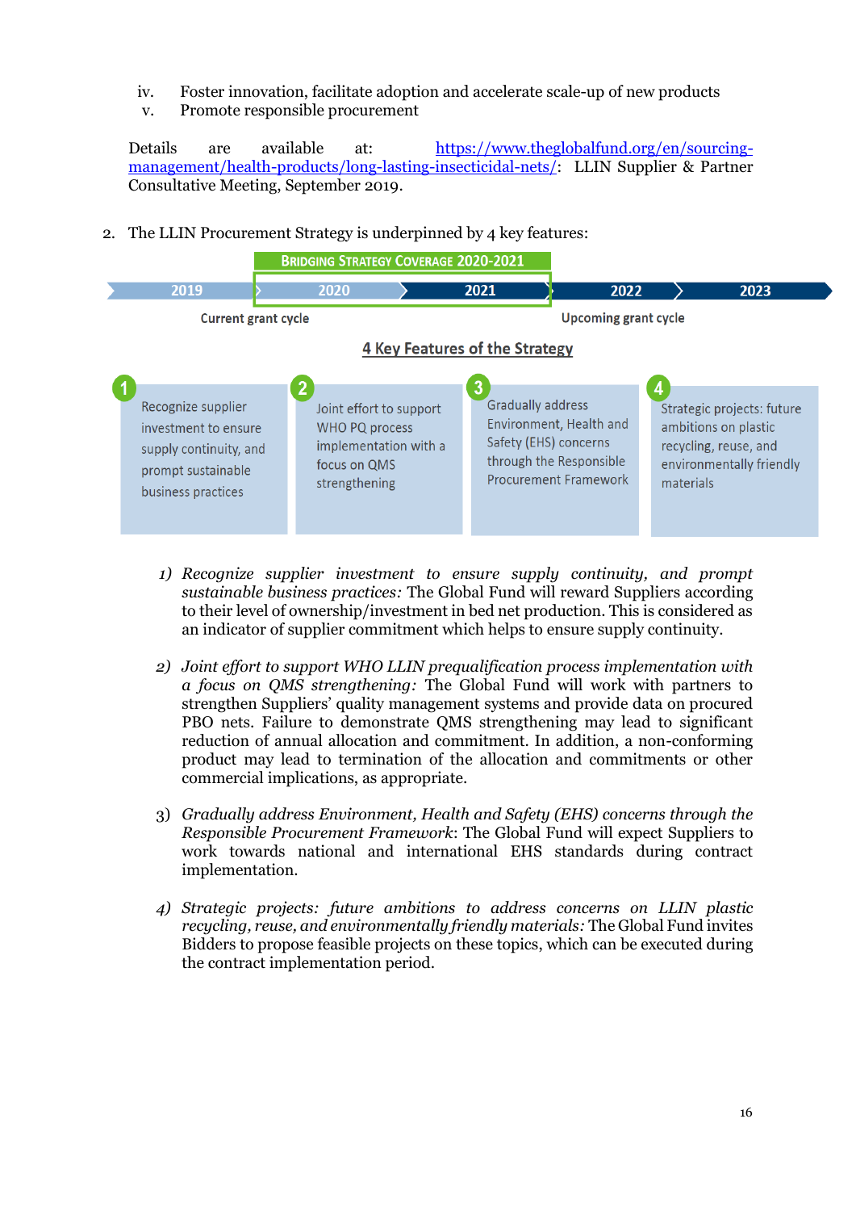iv. Foster innovation, facilitate adoption and accelerate scale-up of new products
v. Promote responsible procurement

Details are available at: [https://www.theglobalfund.org/en/sourcing-management/health-products/long-lasting-insecticidal-nets/](https://www.theglobalfund.org/en/sourcing-management/health-products/long-lasting-insecticidal-nets/): LLIN Supplier & Partner Consultative Meeting, September 2019.

2. The LLIN Procurement Strategy is underpinned by 4 key features:

BRIDGING STRATEGY COVERAGE 2020-2021

2019 | 2020 | 2021 | 2022 | 2023

Current grant cycle — Upcoming grant cycle

**4 Key Features of the Strategy**

1. Recognize supplier investment to ensure supply continuity, and prompt sustainable business practices
2. Joint effort to support WHO PQ process implementation with a focus on QMS strengthening
3. Gradually address Environment, Health and Safety (EHS) concerns through the Responsible Procurement Framework
4. Strategic projects: future ambitions on plastic recycling, reuse, and environmentally friendly materials

1) *Recognize supplier investment to ensure supply continuity, and prompt sustainable business practices:* The Global Fund will reward Suppliers according to their level of ownership/investment in bed net production. This is considered as an indicator of supplier commitment which helps to ensure supply continuity.

2) *Joint effort to support WHO LLIN prequalification process implementation with a focus on QMS strengthening:* The Global Fund will work with partners to strengthen Suppliers' quality management systems and provide data on procured PBO nets. Failure to demonstrate QMS strengthening may lead to significant reduction of annual allocation and commitment. In addition, a non-conforming product may lead to termination of the allocation and commitments or other commercial implications, as appropriate.

3) *Gradually address Environment, Health and Safety (EHS) concerns through the Responsible Procurement Framework*: The Global Fund will expect Suppliers to work towards national and international EHS standards during contract implementation.

4) *Strategic projects: future ambitions to address concerns on LLIN plastic recycling, reuse, and environmentally friendly materials:* The Global Fund invites Bidders to propose feasible projects on these topics, which can be executed during the contract implementation period.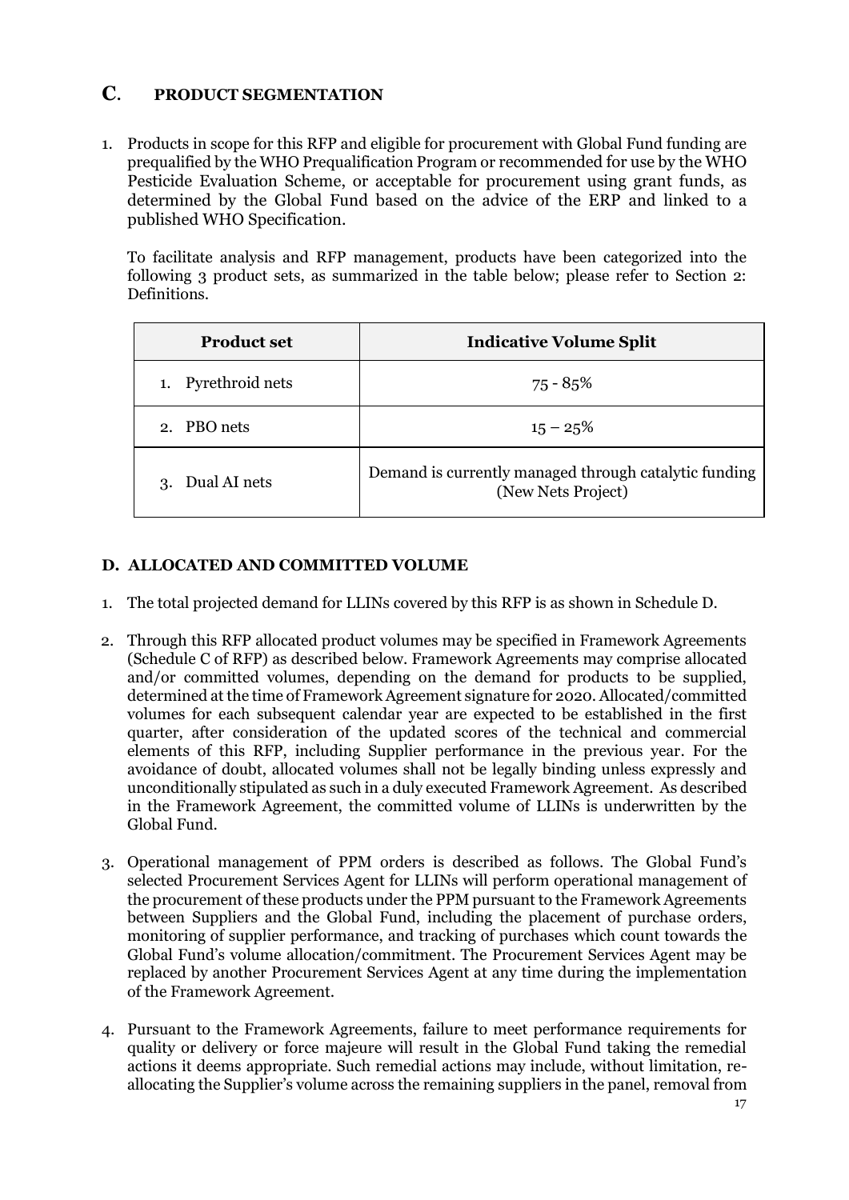## C. PRODUCT SEGMENTATION

1. Products in scope for this RFP and eligible for procurement with Global Fund funding are prequalified by the WHO Prequalification Program or recommended for use by the WHO Pesticide Evaluation Scheme, or acceptable for procurement using grant funds, as determined by the Global Fund based on the advice of the ERP and linked to a published WHO Specification.

   To facilitate analysis and RFP management, products have been categorized into the following 3 product sets, as summarized in the table below; please refer to Section 2: Definitions.

| Product set | Indicative Volume Split |
|---|---|
| 1. Pyrethroid nets | 75 - 85% |
| 2. PBO nets | 15 – 25% |
| 3. Dual AI nets | Demand is currently managed through catalytic funding (New Nets Project) |

## D. ALLOCATED AND COMMITTED VOLUME

1. The total projected demand for LLINs covered by this RFP is as shown in Schedule D.

2. Through this RFP allocated product volumes may be specified in Framework Agreements (Schedule C of RFP) as described below. Framework Agreements may comprise allocated and/or committed volumes, depending on the demand for products to be supplied, determined at the time of Framework Agreement signature for 2020. Allocated/committed volumes for each subsequent calendar year are expected to be established in the first quarter, after consideration of the updated scores of the technical and commercial elements of this RFP, including Supplier performance in the previous year. For the avoidance of doubt, allocated volumes shall not be legally binding unless expressly and unconditionally stipulated as such in a duly executed Framework Agreement. As described in the Framework Agreement, the committed volume of LLINs is underwritten by the Global Fund.

3. Operational management of PPM orders is described as follows. The Global Fund's selected Procurement Services Agent for LLINs will perform operational management of the procurement of these products under the PPM pursuant to the Framework Agreements between Suppliers and the Global Fund, including the placement of purchase orders, monitoring of supplier performance, and tracking of purchases which count towards the Global Fund's volume allocation/commitment. The Procurement Services Agent may be replaced by another Procurement Services Agent at any time during the implementation of the Framework Agreement.

4. Pursuant to the Framework Agreements, failure to meet performance requirements for quality or delivery or force majeure will result in the Global Fund taking the remedial actions it deems appropriate. Such remedial actions may include, without limitation, re-allocating the Supplier's volume across the remaining suppliers in the panel, removal from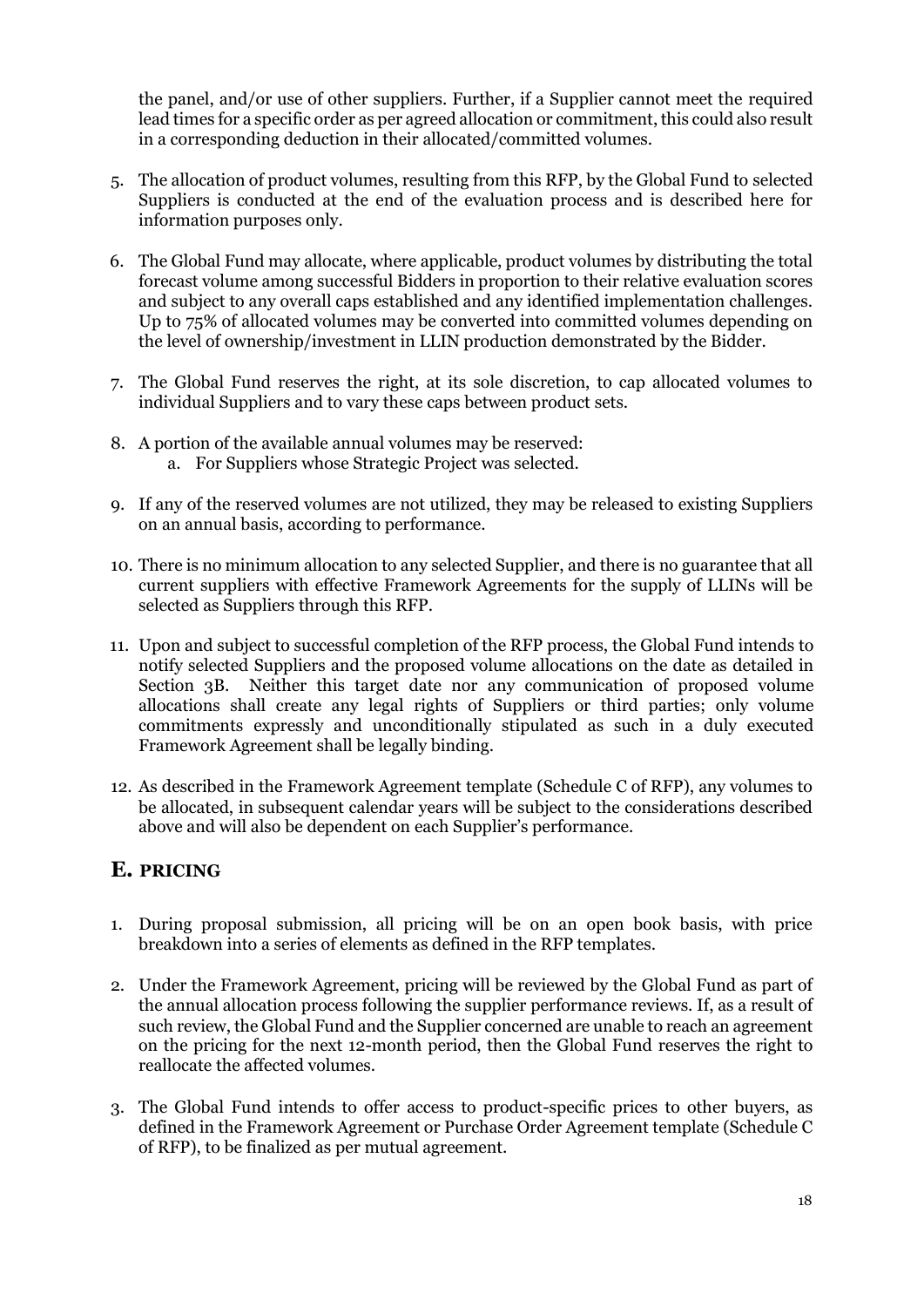the panel, and/or use of other suppliers. Further, if a Supplier cannot meet the required lead times for a specific order as per agreed allocation or commitment, this could also result in a corresponding deduction in their allocated/committed volumes.

5. The allocation of product volumes, resulting from this RFP, by the Global Fund to selected Suppliers is conducted at the end of the evaluation process and is described here for information purposes only.

6. The Global Fund may allocate, where applicable, product volumes by distributing the total forecast volume among successful Bidders in proportion to their relative evaluation scores and subject to any overall caps established and any identified implementation challenges. Up to 75% of allocated volumes may be converted into committed volumes depending on the level of ownership/investment in LLIN production demonstrated by the Bidder.

7. The Global Fund reserves the right, at its sole discretion, to cap allocated volumes to individual Suppliers and to vary these caps between product sets.

8. A portion of the available annual volumes may be reserved:
   a. For Suppliers whose Strategic Project was selected.

9. If any of the reserved volumes are not utilized, they may be released to existing Suppliers on an annual basis, according to performance.

10. There is no minimum allocation to any selected Supplier, and there is no guarantee that all current suppliers with effective Framework Agreements for the supply of LLINs will be selected as Suppliers through this RFP.

11. Upon and subject to successful completion of the RFP process, the Global Fund intends to notify selected Suppliers and the proposed volume allocations on the date as detailed in Section 3B. Neither this target date nor any communication of proposed volume allocations shall create any legal rights of Suppliers or third parties; only volume commitments expressly and unconditionally stipulated as such in a duly executed Framework Agreement shall be legally binding.

12. As described in the Framework Agreement template (Schedule C of RFP), any volumes to be allocated, in subsequent calendar years will be subject to the considerations described above and will also be dependent on each Supplier's performance.

## E. PRICING

1. During proposal submission, all pricing will be on an open book basis, with price breakdown into a series of elements as defined in the RFP templates.

2. Under the Framework Agreement, pricing will be reviewed by the Global Fund as part of the annual allocation process following the supplier performance reviews. If, as a result of such review, the Global Fund and the Supplier concerned are unable to reach an agreement on the pricing for the next 12-month period, then the Global Fund reserves the right to reallocate the affected volumes.

3. The Global Fund intends to offer access to product-specific prices to other buyers, as defined in the Framework Agreement or Purchase Order Agreement template (Schedule C of RFP), to be finalized as per mutual agreement.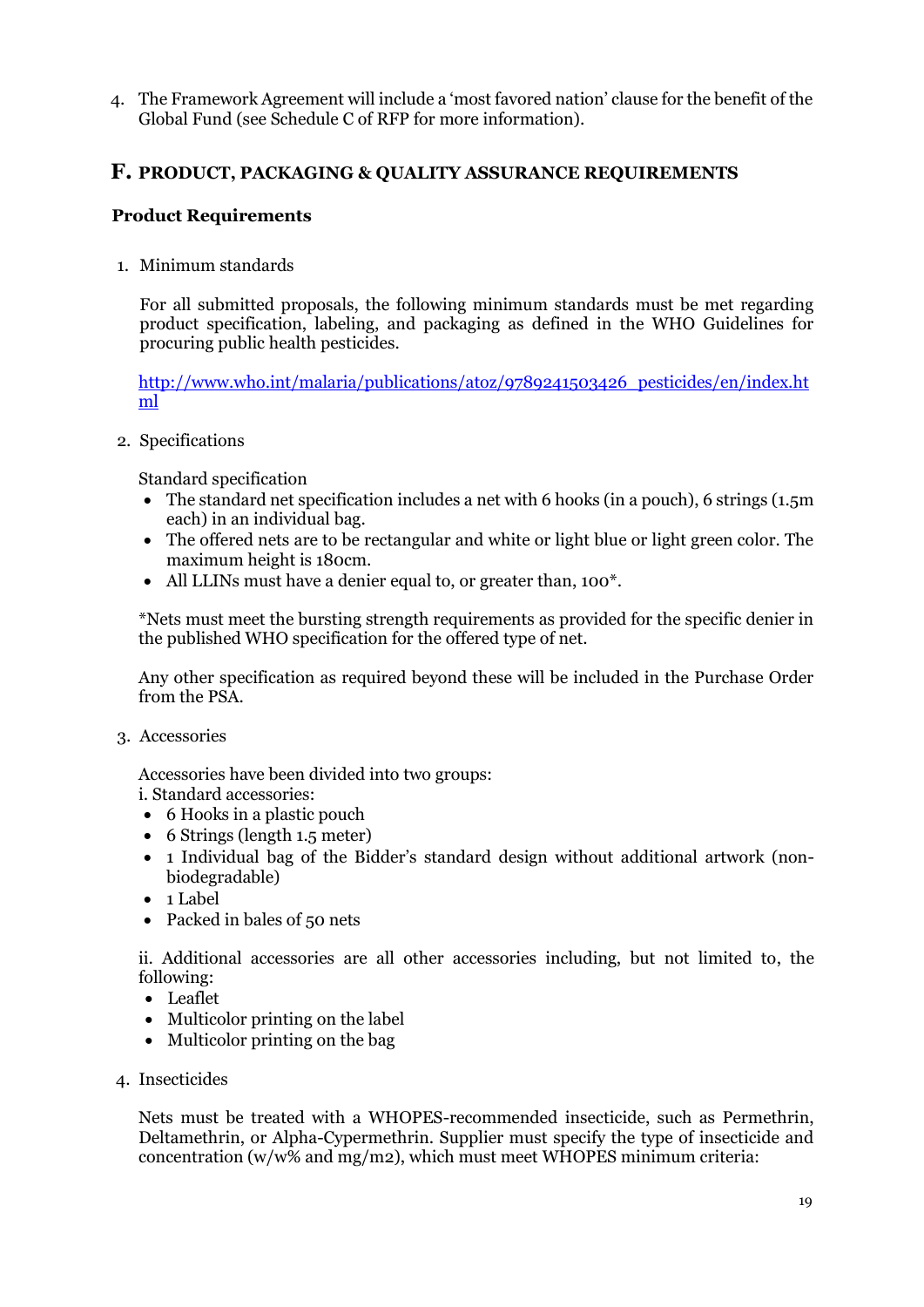4. The Framework Agreement will include a 'most favored nation' clause for the benefit of the Global Fund (see Schedule C of RFP for more information).

## F. PRODUCT, PACKAGING & QUALITY ASSURANCE REQUIREMENTS

### Product Requirements

1. Minimum standards

   For all submitted proposals, the following minimum standards must be met regarding product specification, labeling, and packaging as defined in the WHO Guidelines for procuring public health pesticides.

   http://www.who.int/malaria/publications/atoz/9789241503426_pesticides/en/index.html

2. Specifications

   Standard specification

   - The standard net specification includes a net with 6 hooks (in a pouch), 6 strings (1.5m each) in an individual bag.
   - The offered nets are to be rectangular and white or light blue or light green color. The maximum height is 180cm.
   - All LLINs must have a denier equal to, or greater than, 100*.

   *Nets must meet the bursting strength requirements as provided for the specific denier in the published WHO specification for the offered type of net.

   Any other specification as required beyond these will be included in the Purchase Order from the PSA.

3. Accessories

   Accessories have been divided into two groups:
   i. Standard accessories:

   - 6 Hooks in a plastic pouch
   - 6 Strings (length 1.5 meter)
   - 1 Individual bag of the Bidder's standard design without additional artwork (non-biodegradable)
   - 1 Label
   - Packed in bales of 50 nets

   ii. Additional accessories are all other accessories including, but not limited to, the following:

   - Leaflet
   - Multicolor printing on the label
   - Multicolor printing on the bag

4. Insecticides

   Nets must be treated with a WHOPES-recommended insecticide, such as Permethrin, Deltamethrin, or Alpha-Cypermethrin. Supplier must specify the type of insecticide and concentration (w/w% and mg/m2), which must meet WHOPES minimum criteria: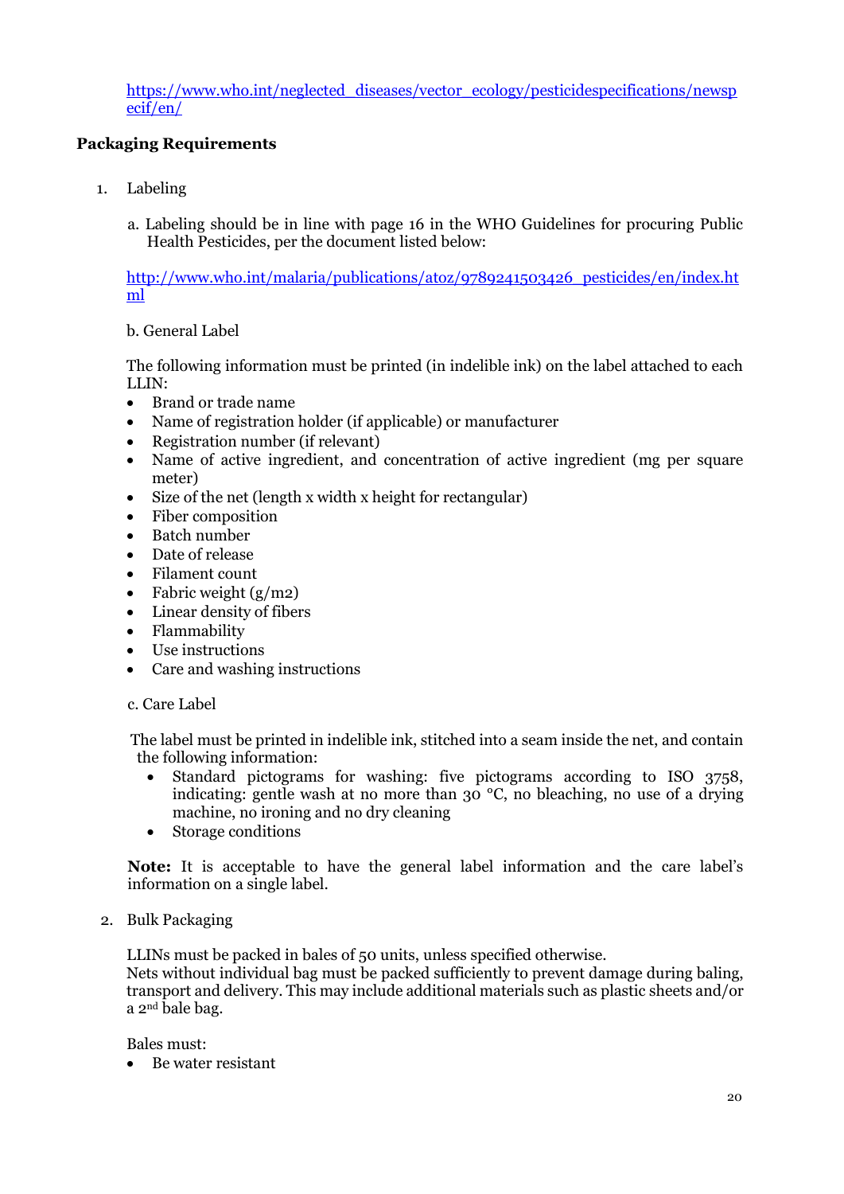https://www.who.int/neglected_diseases/vector_ecology/pesticidespecifications/newspecif/en/

**Packaging Requirements**

1. Labeling

   a. Labeling should be in line with page 16 in the WHO Guidelines for procuring Public Health Pesticides, per the document listed below:

   http://www.who.int/malaria/publications/atoz/9789241503426_pesticides/en/index.html

   b. General Label

   The following information must be printed (in indelible ink) on the label attached to each LLIN:

   - Brand or trade name
   - Name of registration holder (if applicable) or manufacturer
   - Registration number (if relevant)
   - Name of active ingredient, and concentration of active ingredient (mg per square meter)
   - Size of the net (length x width x height for rectangular)
   - Fiber composition
   - Batch number
   - Date of release
   - Filament count
   - Fabric weight (g/m2)
   - Linear density of fibers
   - Flammability
   - Use instructions
   - Care and washing instructions

   c. Care Label

   The label must be printed in indelible ink, stitched into a seam inside the net, and contain the following information:

   - Standard pictograms for washing: five pictograms according to ISO 3758, indicating: gentle wash at no more than 30 °C, no bleaching, no use of a drying machine, no ironing and no dry cleaning
   - Storage conditions

   **Note:** It is acceptable to have the general label information and the care label's information on a single label.

2. Bulk Packaging

   LLINs must be packed in bales of 50 units, unless specified otherwise.
   Nets without individual bag must be packed sufficiently to prevent damage during baling, transport and delivery. This may include additional materials such as plastic sheets and/or a 2nd bale bag.

   Bales must:

   - Be water resistant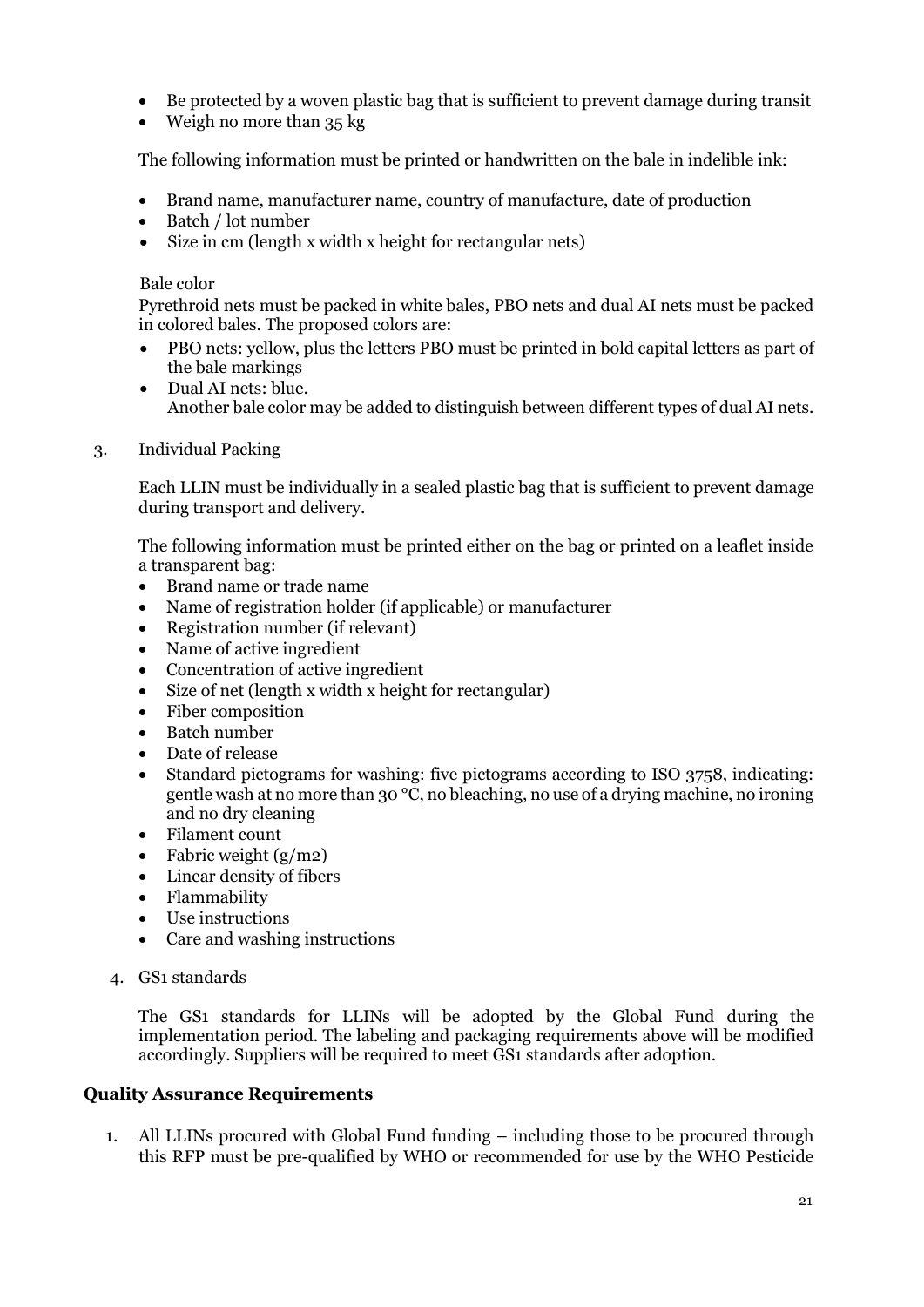- Be protected by a woven plastic bag that is sufficient to prevent damage during transit
- Weigh no more than 35 kg

The following information must be printed or handwritten on the bale in indelible ink:

- Brand name, manufacturer name, country of manufacture, date of production
- Batch / lot number
- Size in cm (length x width x height for rectangular nets)

Bale color

Pyrethroid nets must be packed in white bales, PBO nets and dual AI nets must be packed in colored bales. The proposed colors are:

- PBO nets: yellow, plus the letters PBO must be printed in bold capital letters as part of the bale markings
- Dual AI nets: blue.
  Another bale color may be added to distinguish between different types of dual AI nets.

3. Individual Packing

   Each LLIN must be individually in a sealed plastic bag that is sufficient to prevent damage during transport and delivery.

   The following information must be printed either on the bag or printed on a leaflet inside a transparent bag:

   - Brand name or trade name
   - Name of registration holder (if applicable) or manufacturer
   - Registration number (if relevant)
   - Name of active ingredient
   - Concentration of active ingredient
   - Size of net (length x width x height for rectangular)
   - Fiber composition
   - Batch number
   - Date of release
   - Standard pictograms for washing: five pictograms according to ISO 3758, indicating: gentle wash at no more than 30 °C, no bleaching, no use of a drying machine, no ironing and no dry cleaning
   - Filament count
   - Fabric weight ($g/m^2$)
   - Linear density of fibers
   - Flammability
   - Use instructions
   - Care and washing instructions

4. GS1 standards

   The GS1 standards for LLINs will be adopted by the Global Fund during the implementation period. The labeling and packaging requirements above will be modified accordingly. Suppliers will be required to meet GS1 standards after adoption.

**Quality Assurance Requirements**

1. All LLINs procured with Global Fund funding – including those to be procured through this RFP must be pre-qualified by WHO or recommended for use by the WHO Pesticide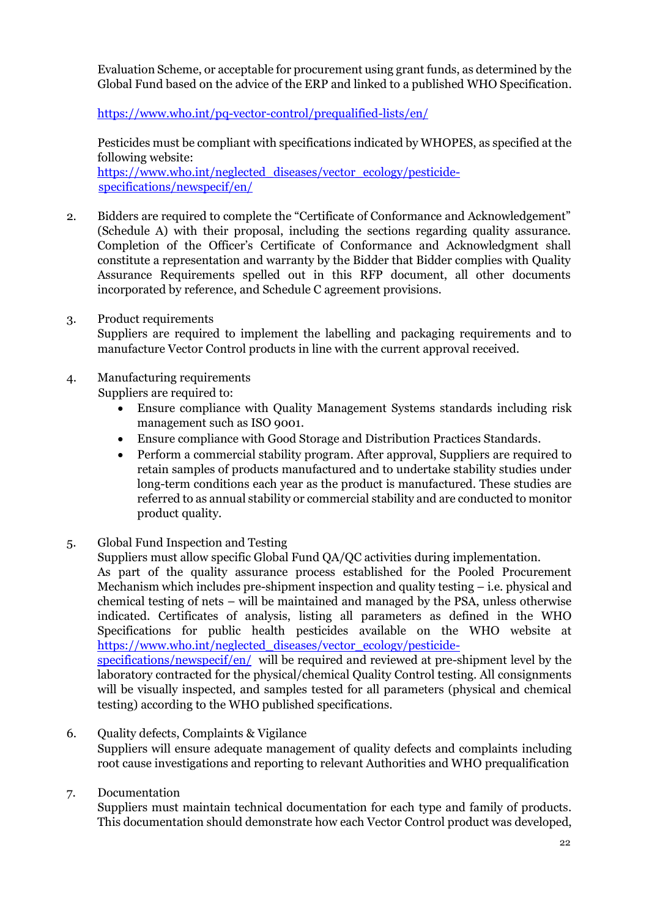Evaluation Scheme, or acceptable for procurement using grant funds, as determined by the Global Fund based on the advice of the ERP and linked to a published WHO Specification.

https://www.who.int/pq-vector-control/prequalified-lists/en/

Pesticides must be compliant with specifications indicated by WHOPES, as specified at the following website:
https://www.who.int/neglected_diseases/vector_ecology/pesticide-specifications/newspecif/en/

2. Bidders are required to complete the "Certificate of Conformance and Acknowledgement" (Schedule A) with their proposal, including the sections regarding quality assurance. Completion of the Officer's Certificate of Conformance and Acknowledgment shall constitute a representation and warranty by the Bidder that Bidder complies with Quality Assurance Requirements spelled out in this RFP document, all other documents incorporated by reference, and Schedule C agreement provisions.

3. Product requirements
Suppliers are required to implement the labelling and packaging requirements and to manufacture Vector Control products in line with the current approval received.

4. Manufacturing requirements
Suppliers are required to:
   - Ensure compliance with Quality Management Systems standards including risk management such as ISO 9001.
   - Ensure compliance with Good Storage and Distribution Practices Standards.
   - Perform a commercial stability program. After approval, Suppliers are required to retain samples of products manufactured and to undertake stability studies under long-term conditions each year as the product is manufactured. These studies are referred to as annual stability or commercial stability and are conducted to monitor product quality.

5. Global Fund Inspection and Testing
Suppliers must allow specific Global Fund QA/QC activities during implementation.
As part of the quality assurance process established for the Pooled Procurement Mechanism which includes pre-shipment inspection and quality testing – i.e. physical and chemical testing of nets – will be maintained and managed by the PSA, unless otherwise indicated. Certificates of analysis, listing all parameters as defined in the WHO Specifications for public health pesticides available on the WHO website at https://www.who.int/neglected_diseases/vector_ecology/pesticide-specifications/newspecif/en/ will be required and reviewed at pre-shipment level by the laboratory contracted for the physical/chemical Quality Control testing. All consignments will be visually inspected, and samples tested for all parameters (physical and chemical testing) according to the WHO published specifications.

6. Quality defects, Complaints & Vigilance
Suppliers will ensure adequate management of quality defects and complaints including root cause investigations and reporting to relevant Authorities and WHO prequalification

7. Documentation
Suppliers must maintain technical documentation for each type and family of products. This documentation should demonstrate how each Vector Control product was developed,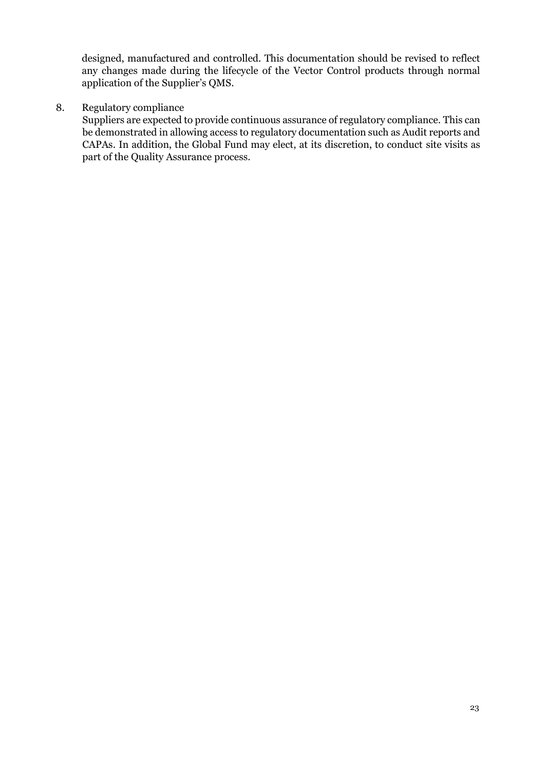designed, manufactured and controlled. This documentation should be revised to reflect any changes made during the lifecycle of the Vector Control products through normal application of the Supplier's QMS.

8. Regulatory compliance

   Suppliers are expected to provide continuous assurance of regulatory compliance. This can be demonstrated in allowing access to regulatory documentation such as Audit reports and CAPAs. In addition, the Global Fund may elect, at its discretion, to conduct site visits as part of the Quality Assurance process.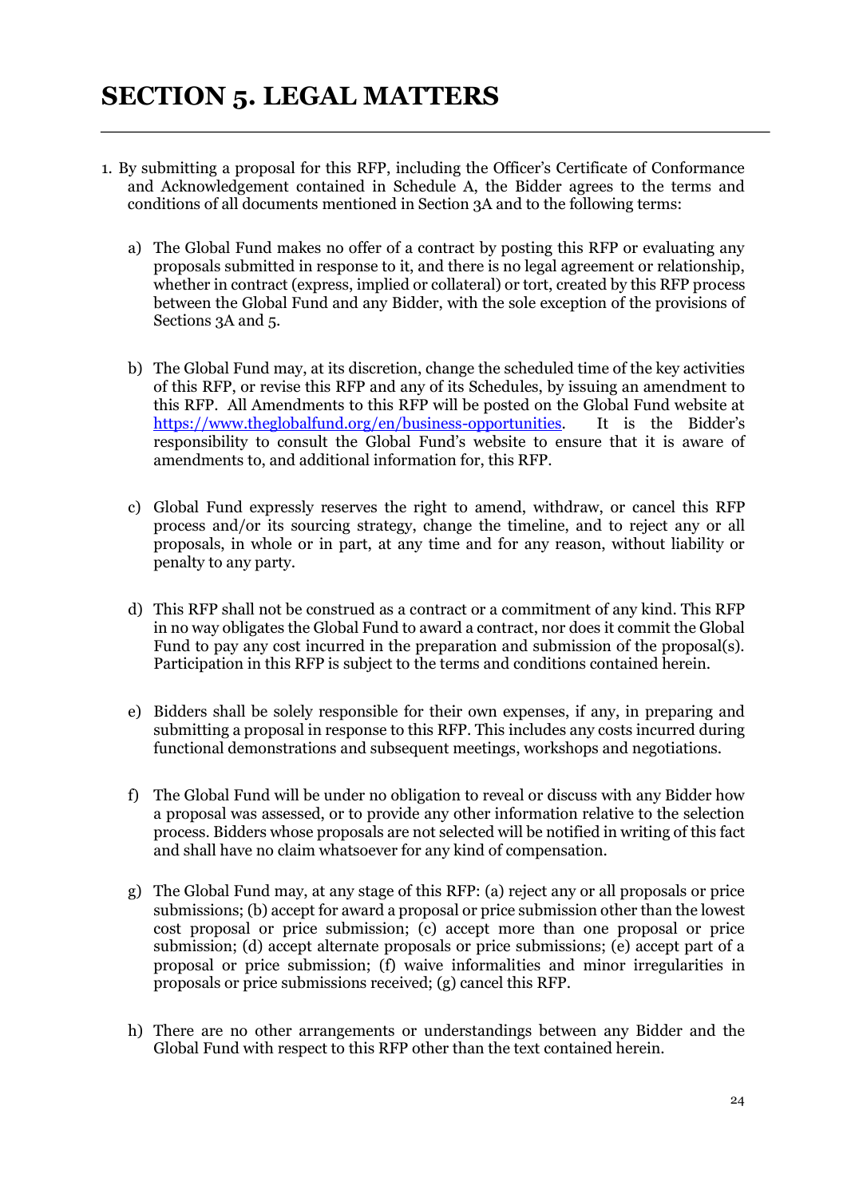# SECTION 5. LEGAL MATTERS

1. By submitting a proposal for this RFP, including the Officer's Certificate of Conformance and Acknowledgement contained in Schedule A, the Bidder agrees to the terms and conditions of all documents mentioned in Section 3A and to the following terms:

   a) The Global Fund makes no offer of a contract by posting this RFP or evaluating any proposals submitted in response to it, and there is no legal agreement or relationship, whether in contract (express, implied or collateral) or tort, created by this RFP process between the Global Fund and any Bidder, with the sole exception of the provisions of Sections 3A and 5.

   b) The Global Fund may, at its discretion, change the scheduled time of the key activities of this RFP, or revise this RFP and any of its Schedules, by issuing an amendment to this RFP. All Amendments to this RFP will be posted on the Global Fund website at [https://www.theglobalfund.org/en/business-opportunities](https://www.theglobalfund.org/en/business-opportunities). It is the Bidder's responsibility to consult the Global Fund's website to ensure that it is aware of amendments to, and additional information for, this RFP.

   c) Global Fund expressly reserves the right to amend, withdraw, or cancel this RFP process and/or its sourcing strategy, change the timeline, and to reject any or all proposals, in whole or in part, at any time and for any reason, without liability or penalty to any party.

   d) This RFP shall not be construed as a contract or a commitment of any kind. This RFP in no way obligates the Global Fund to award a contract, nor does it commit the Global Fund to pay any cost incurred in the preparation and submission of the proposal(s). Participation in this RFP is subject to the terms and conditions contained herein.

   e) Bidders shall be solely responsible for their own expenses, if any, in preparing and submitting a proposal in response to this RFP. This includes any costs incurred during functional demonstrations and subsequent meetings, workshops and negotiations.

   f) The Global Fund will be under no obligation to reveal or discuss with any Bidder how a proposal was assessed, or to provide any other information relative to the selection process. Bidders whose proposals are not selected will be notified in writing of this fact and shall have no claim whatsoever for any kind of compensation.

   g) The Global Fund may, at any stage of this RFP: (a) reject any or all proposals or price submissions; (b) accept for award a proposal or price submission other than the lowest cost proposal or price submission; (c) accept more than one proposal or price submission; (d) accept alternate proposals or price submissions; (e) accept part of a proposal or price submission; (f) waive informalities and minor irregularities in proposals or price submissions received; (g) cancel this RFP.

   h) There are no other arrangements or understandings between any Bidder and the Global Fund with respect to this RFP other than the text contained herein.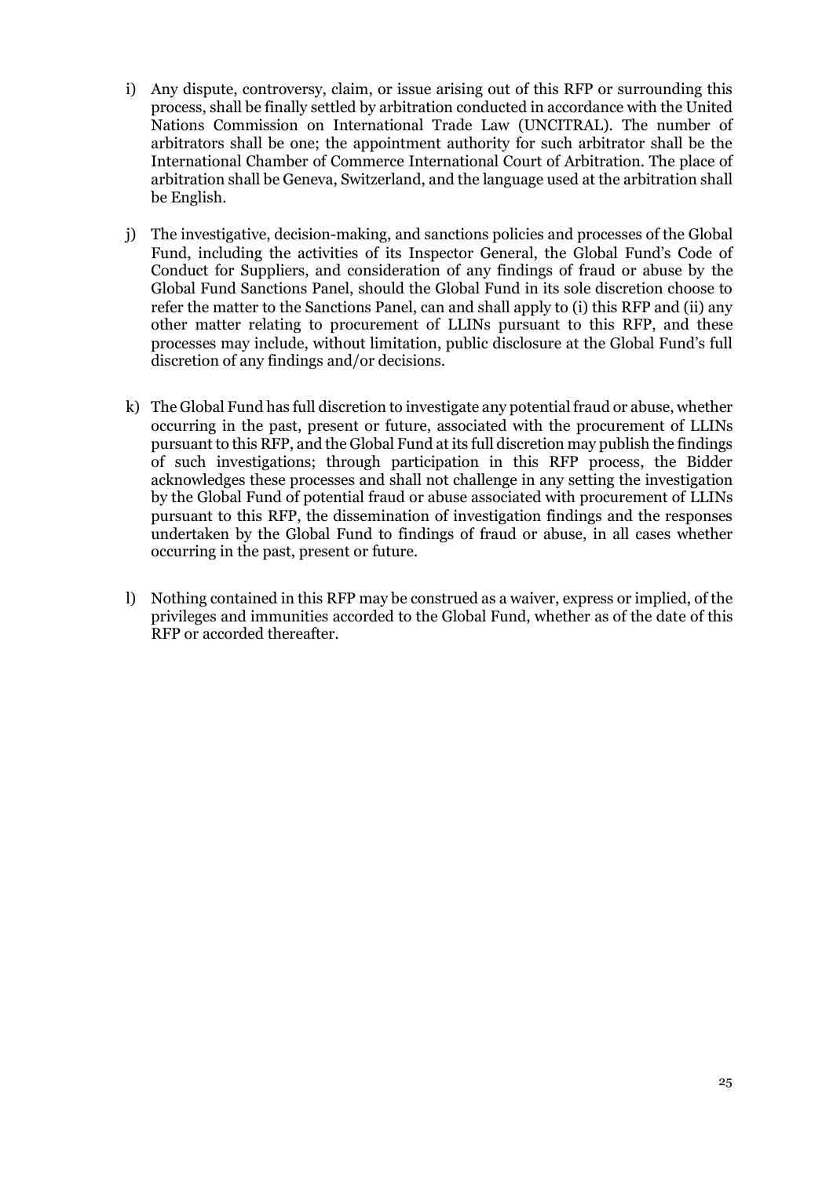i) Any dispute, controversy, claim, or issue arising out of this RFP or surrounding this process, shall be finally settled by arbitration conducted in accordance with the United Nations Commission on International Trade Law (UNCITRAL). The number of arbitrators shall be one; the appointment authority for such arbitrator shall be the International Chamber of Commerce International Court of Arbitration. The place of arbitration shall be Geneva, Switzerland, and the language used at the arbitration shall be English.

j) The investigative, decision-making, and sanctions policies and processes of the Global Fund, including the activities of its Inspector General, the Global Fund's Code of Conduct for Suppliers, and consideration of any findings of fraud or abuse by the Global Fund Sanctions Panel, should the Global Fund in its sole discretion choose to refer the matter to the Sanctions Panel, can and shall apply to (i) this RFP and (ii) any other matter relating to procurement of LLINs pursuant to this RFP, and these processes may include, without limitation, public disclosure at the Global Fund's full discretion of any findings and/or decisions.

k) The Global Fund has full discretion to investigate any potential fraud or abuse, whether occurring in the past, present or future, associated with the procurement of LLINs pursuant to this RFP, and the Global Fund at its full discretion may publish the findings of such investigations; through participation in this RFP process, the Bidder acknowledges these processes and shall not challenge in any setting the investigation by the Global Fund of potential fraud or abuse associated with procurement of LLINs pursuant to this RFP, the dissemination of investigation findings and the responses undertaken by the Global Fund to findings of fraud or abuse, in all cases whether occurring in the past, present or future.

l) Nothing contained in this RFP may be construed as a waiver, express or implied, of the privileges and immunities accorded to the Global Fund, whether as of the date of this RFP or accorded thereafter.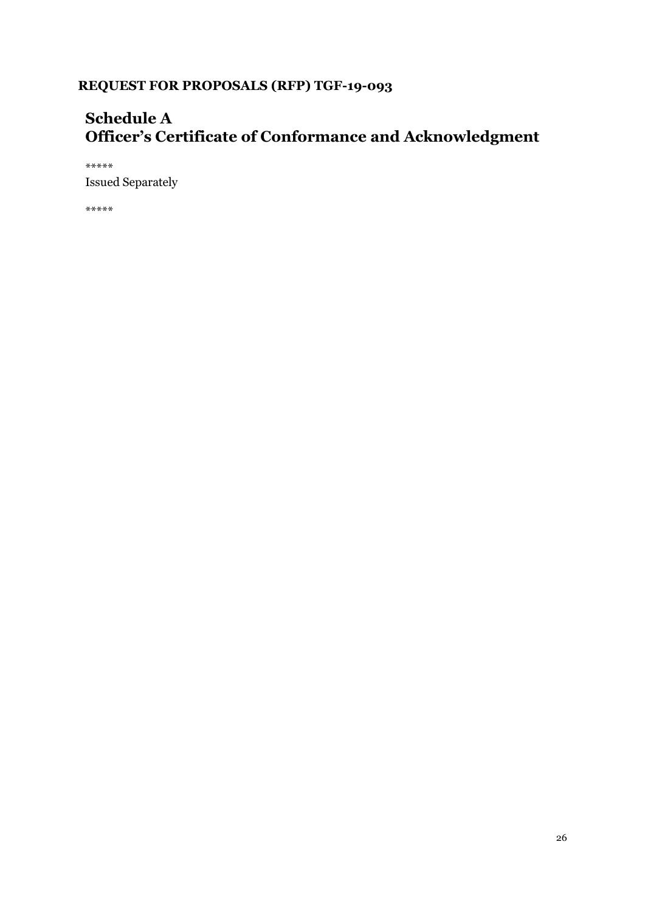**REQUEST FOR PROPOSALS (RFP) TGF-19-093**

## Schedule A
## Officer's Certificate of Conformance and Acknowledgment

*****

Issued Separately

*****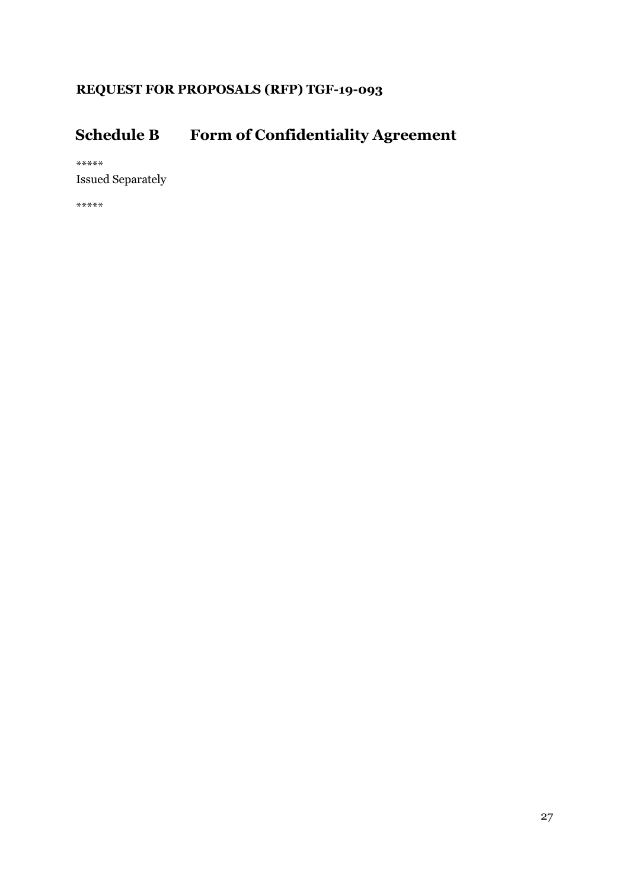**REQUEST FOR PROPOSALS (RFP) TGF-19-093**

## Schedule B Form of Confidentiality Agreement

*****
Issued Separately

*****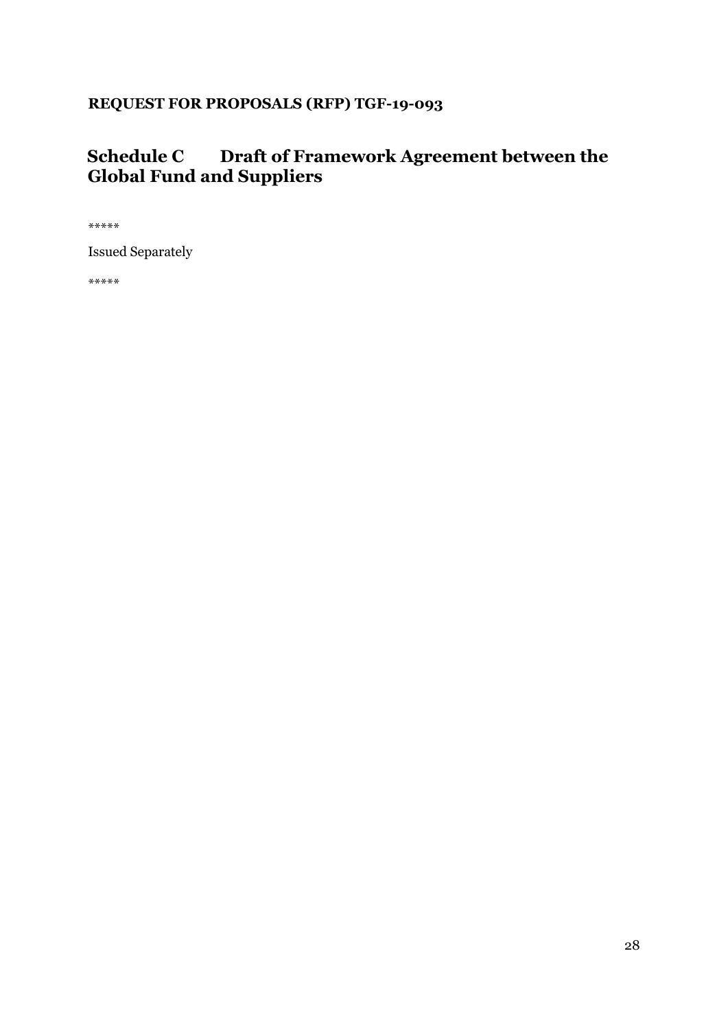**REQUEST FOR PROPOSALS (RFP) TGF-19-093**

# Schedule C Draft of Framework Agreement between the Global Fund and Suppliers

*****

Issued Separately

*****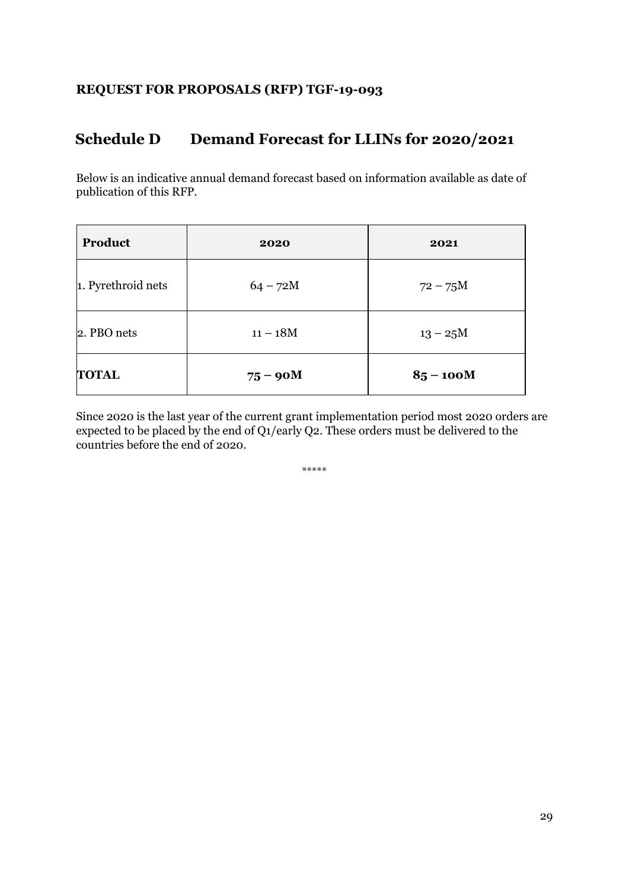**REQUEST FOR PROPOSALS (RFP) TGF-19-093**

# Schedule D Demand Forecast for LLINs for 2020/2021

Below is an indicative annual demand forecast based on information available as date of publication of this RFP.

| **Product** | **2020** | **2021** |
|---|---|---|
| 1. Pyrethroid nets | 64 – 72M | 72 – 75M |
| 2. PBO nets | 11 – 18M | 13 – 25M |
| **TOTAL** | **75 – 90M** | **85 – 100M** |

Since 2020 is the last year of the current grant implementation period most 2020 orders are expected to be placed by the end of Q1/early Q2. These orders must be delivered to the countries before the end of 2020.

*****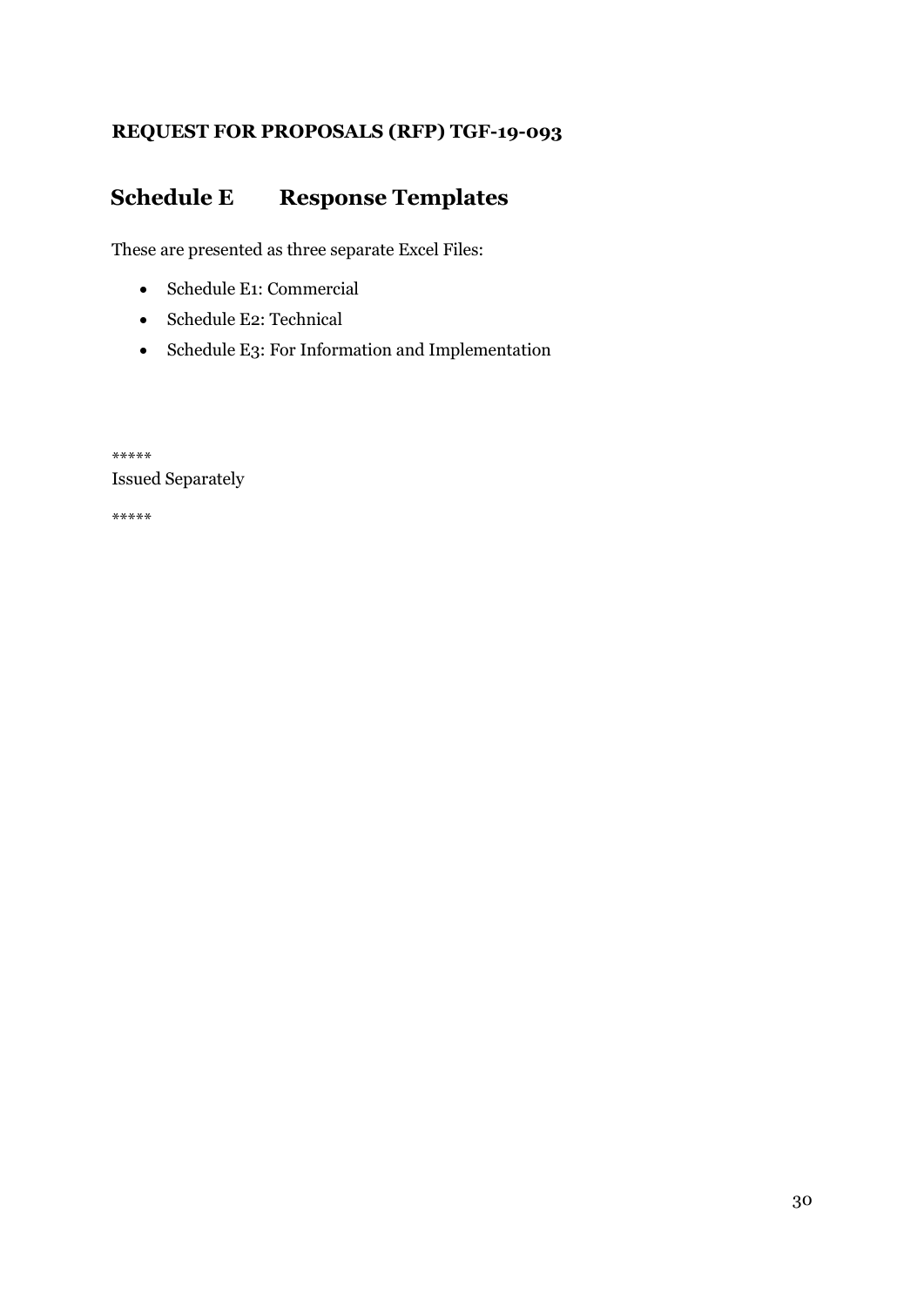**REQUEST FOR PROPOSALS (RFP) TGF-19-093**

## Schedule E Response Templates

These are presented as three separate Excel Files:

- Schedule E1: Commercial
- Schedule E2: Technical
- Schedule E3: For Information and Implementation

*****
Issued Separately

*****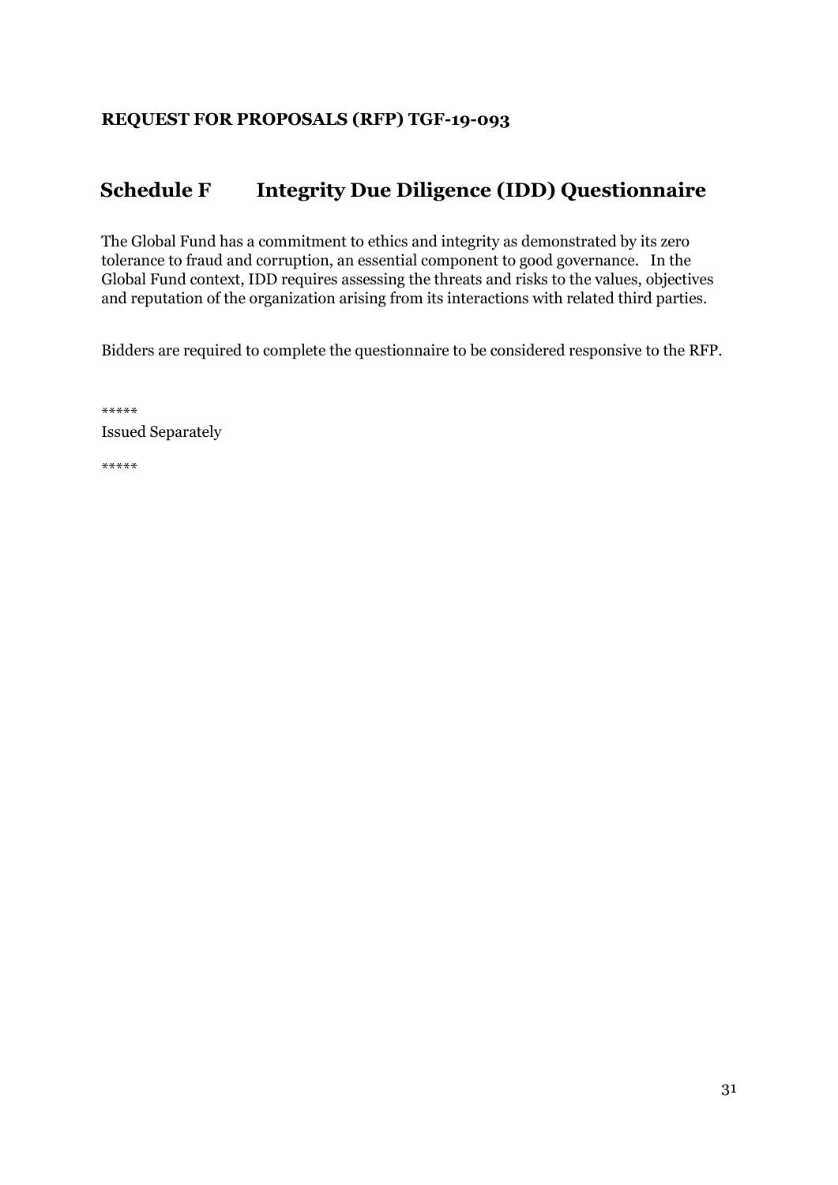**REQUEST FOR PROPOSALS (RFP) TGF-19-093**

# Schedule F Integrity Due Diligence (IDD) Questionnaire

The Global Fund has a commitment to ethics and integrity as demonstrated by its zero tolerance to fraud and corruption, an essential component to good governance. In the Global Fund context, IDD requires assessing the threats and risks to the values, objectives and reputation of the organization arising from its interactions with related third parties.

Bidders are required to complete the questionnaire to be considered responsive to the RFP.

*****

Issued Separately

*****